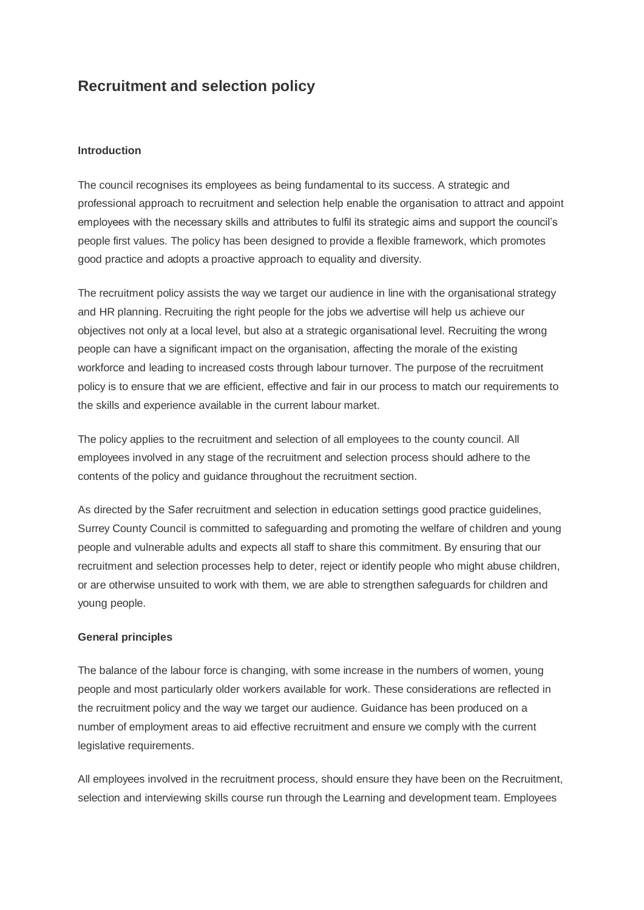# Recruitment and selection policy

### Introduction

The council recognises its employees as being fundamental to its success. A strategic and professional approach to recruitment and selection help enable the organisation to attract and appoint employees with the necessary skills and attributes to fulfil its strategic aims and support the council's people first values. The policy has been designed to provide a flexible framework, which promotes good practice and adopts a proactive approach to equality and diversity.

The recruitment policy assists the way we target our audience in line with the organisational strategy and HR planning. Recruiting the right people for the jobs we advertise will help us achieve our objectives not only at a local level, but also at a strategic organisational level. Recruiting the wrong people can have a significant impact on the organisation, affecting the morale of the existing workforce and leading to increased costs through labour turnover. The purpose of the recruitment policy is to ensure that we are efficient, effective and fair in our process to match our requirements to the skills and experience available in the current labour market.

The policy applies to the recruitment and selection of all employees to the county council. All employees involved in any stage of the recruitment and selection process should adhere to the contents of the policy and guidance throughout the recruitment section.

As directed by the Safer recruitment and selection in education settings good practice guidelines, Surrey County Council is committed to safeguarding and promoting the welfare of children and young people and vulnerable adults and expects all staff to share this commitment. By ensuring that our recruitment and selection processes help to deter, reject or identify people who might abuse children, or are otherwise unsuited to work with them, we are able to strengthen safeguards for children and young people.

### General principles

The balance of the labour force is changing, with some increase in the numbers of women, young people and most particularly older workers available for work. These considerations are reflected in the recruitment policy and the way we target our audience. Guidance has been produced on a number of employment areas to aid effective recruitment and ensure we comply with the current legislative requirements.

All employees involved in the recruitment process, should ensure they have been on the Recruitment, selection and interviewing skills course run through the Learning and development team. Employees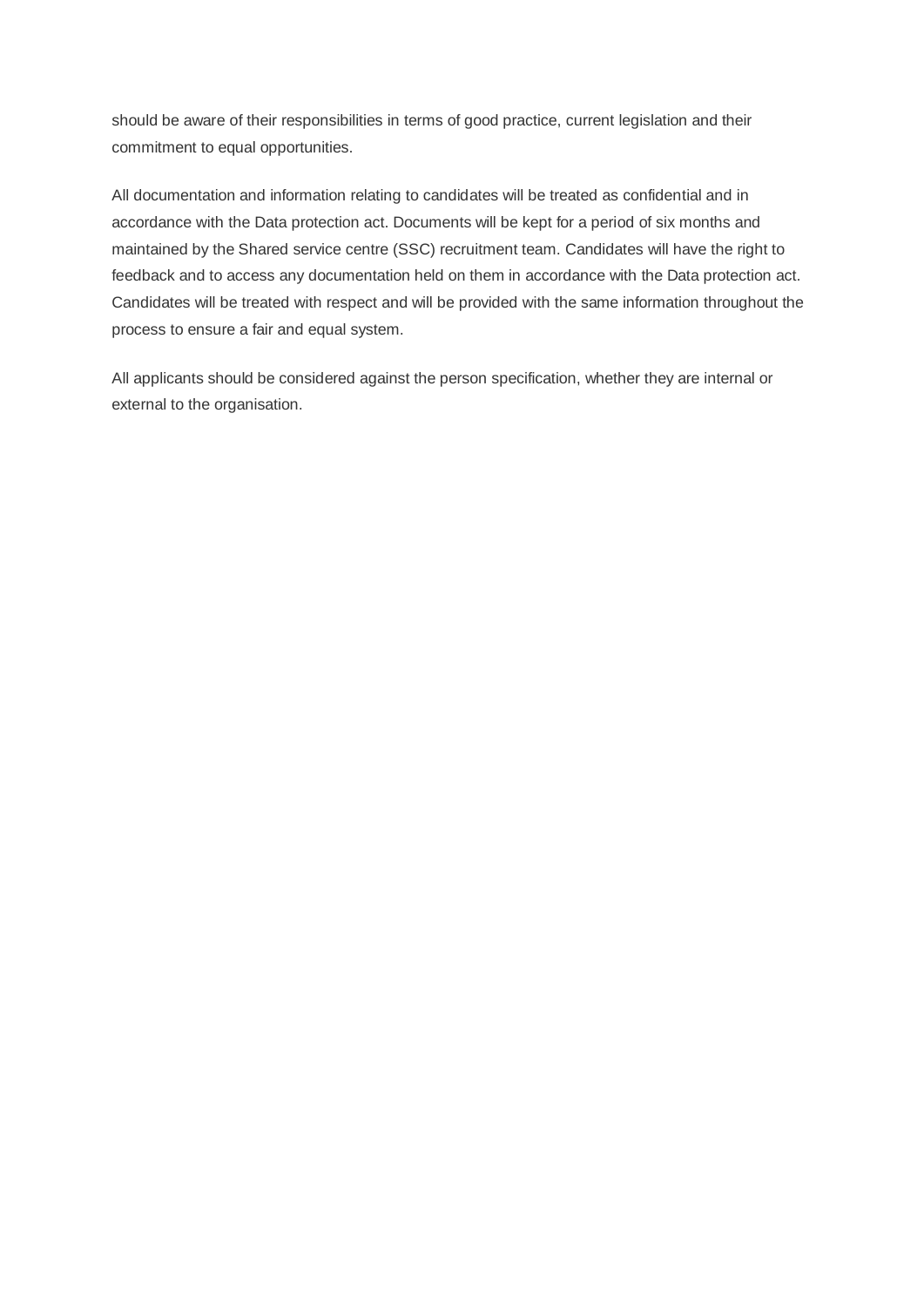should be aware of their responsibilities in terms of good practice, current legislation and their commitment to equal opportunities.

All documentation and information relating to candidates will be treated as confidential and in accordance with the Data protection act. Documents will be kept for a period of six months and maintained by the Shared service centre (SSC) recruitment team. Candidates will have the right to feedback and to access any documentation held on them in accordance with the Data protection act. Candidates will be treated with respect and will be provided with the same information throughout the process to ensure a fair and equal system.

All applicants should be considered against the person specification, whether they are internal or external to the organisation.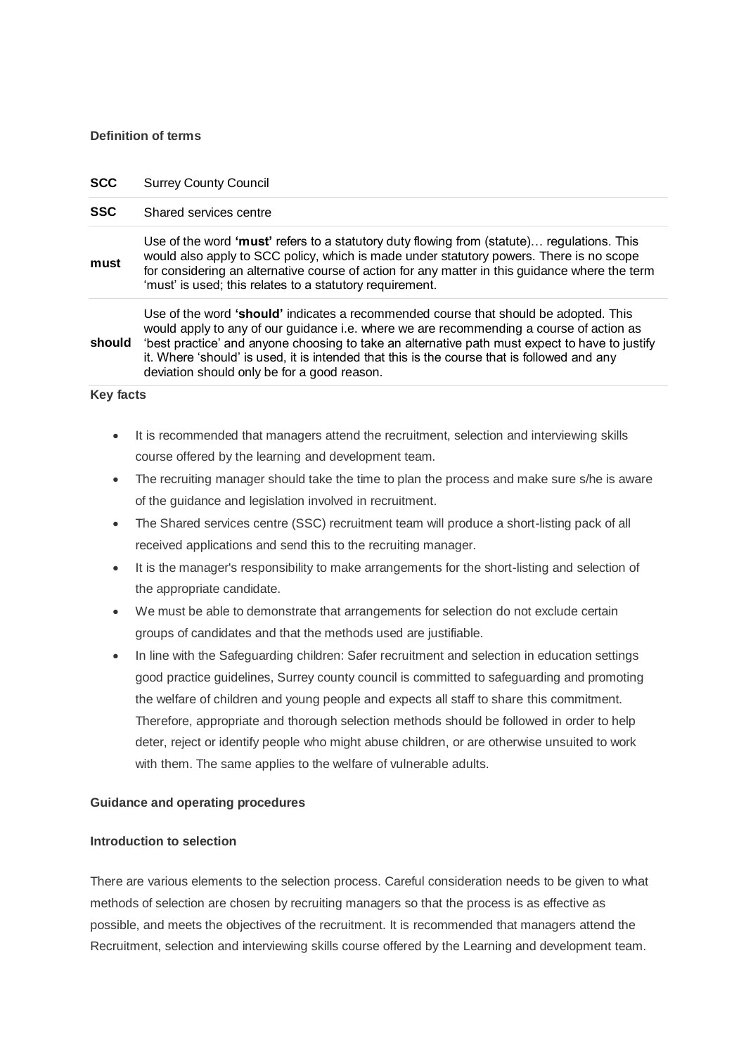**Definition of terms**

| | |
|---|---|
| **SCC** | Surrey County Council |
| **SSC** | Shared services centre |
| **must** | Use of the word **'must'** refers to a statutory duty flowing from (statute)… regulations. This would also apply to SCC policy, which is made under statutory powers. There is no scope for considering an alternative course of action for any matter in this guidance where the term 'must' is used; this relates to a statutory requirement. |
| **should** | Use of the word **'should'** indicates a recommended course that should be adopted. This would apply to any of our guidance i.e. where we are recommending a course of action as 'best practice' and anyone choosing to take an alternative path must expect to have to justify it. Where 'should' is used, it is intended that this is the course that is followed and any deviation should only be for a good reason. |

**Key facts**

- It is recommended that managers attend the recruitment, selection and interviewing skills course offered by the learning and development team.
- The recruiting manager should take the time to plan the process and make sure s/he is aware of the guidance and legislation involved in recruitment.
- The Shared services centre (SSC) recruitment team will produce a short-listing pack of all received applications and send this to the recruiting manager.
- It is the manager's responsibility to make arrangements for the short-listing and selection of the appropriate candidate.
- We must be able to demonstrate that arrangements for selection do not exclude certain groups of candidates and that the methods used are justifiable.
- In line with the Safeguarding children: Safer recruitment and selection in education settings good practice guidelines, Surrey county council is committed to safeguarding and promoting the welfare of children and young people and expects all staff to share this commitment. Therefore, appropriate and thorough selection methods should be followed in order to help deter, reject or identify people who might abuse children, or are otherwise unsuited to work with them. The same applies to the welfare of vulnerable adults.

**Guidance and operating procedures**

**Introduction to selection**

There are various elements to the selection process. Careful consideration needs to be given to what methods of selection are chosen by recruiting managers so that the process is as effective as possible, and meets the objectives of the recruitment. It is recommended that managers attend the Recruitment, selection and interviewing skills course offered by the Learning and development team.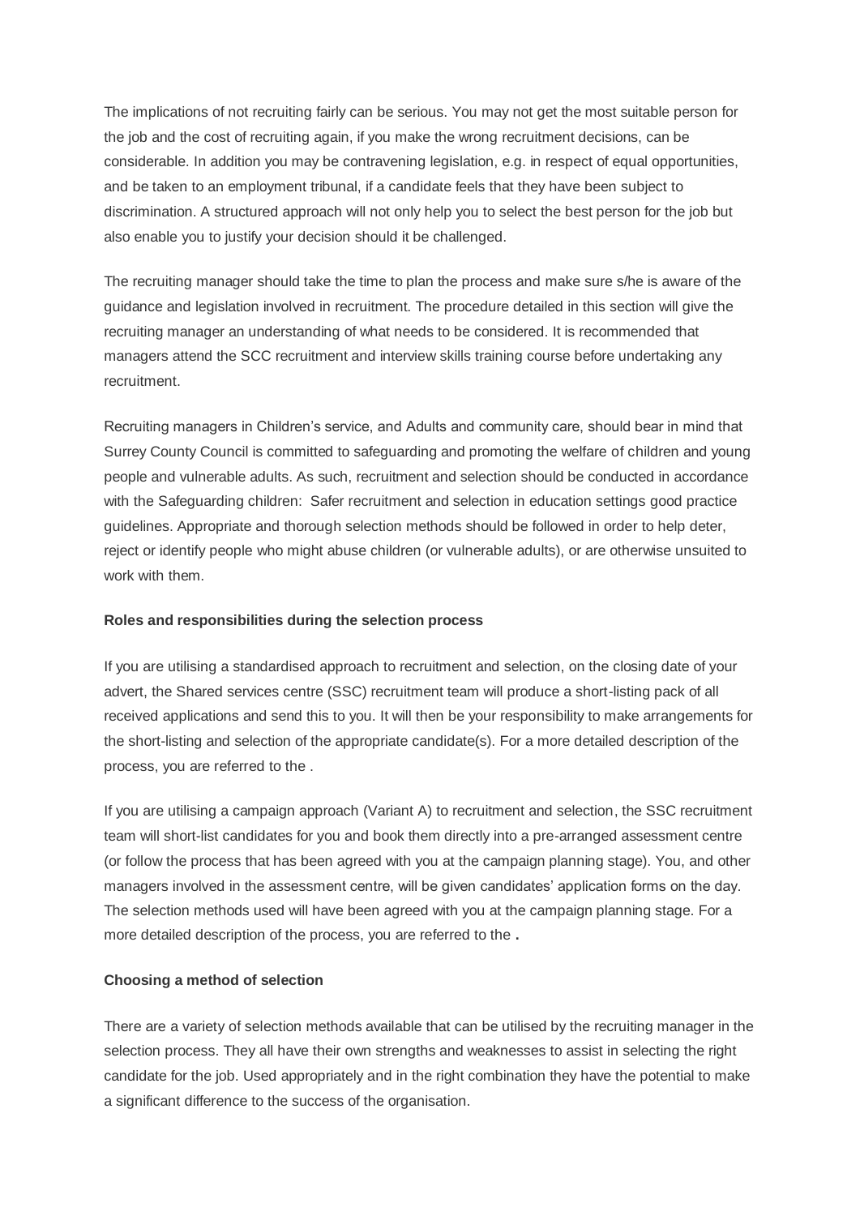The implications of not recruiting fairly can be serious. You may not get the most suitable person for the job and the cost of recruiting again, if you make the wrong recruitment decisions, can be considerable. In addition you may be contravening legislation, e.g. in respect of equal opportunities, and be taken to an employment tribunal, if a candidate feels that they have been subject to discrimination. A structured approach will not only help you to select the best person for the job but also enable you to justify your decision should it be challenged.

The recruiting manager should take the time to plan the process and make sure s/he is aware of the guidance and legislation involved in recruitment. The procedure detailed in this section will give the recruiting manager an understanding of what needs to be considered. It is recommended that managers attend the SCC recruitment and interview skills training course before undertaking any recruitment.

Recruiting managers in Children's service, and Adults and community care, should bear in mind that Surrey County Council is committed to safeguarding and promoting the welfare of children and young people and vulnerable adults. As such, recruitment and selection should be conducted in accordance with the Safeguarding children: Safer recruitment and selection in education settings good practice guidelines. Appropriate and thorough selection methods should be followed in order to help deter, reject or identify people who might abuse children (or vulnerable adults), or are otherwise unsuited to work with them.

**Roles and responsibilities during the selection process**

If you are utilising a standardised approach to recruitment and selection, on the closing date of your advert, the Shared services centre (SSC) recruitment team will produce a short-listing pack of all received applications and send this to you. It will then be your responsibility to make arrangements for the short-listing and selection of the appropriate candidate(s). For a more detailed description of the process, you are referred to the .

If you are utilising a campaign approach (Variant A) to recruitment and selection, the SSC recruitment team will short-list candidates for you and book them directly into a pre-arranged assessment centre (or follow the process that has been agreed with you at the campaign planning stage). You, and other managers involved in the assessment centre, will be given candidates' application forms on the day. The selection methods used will have been agreed with you at the campaign planning stage. For a more detailed description of the process, you are referred to the **.**

**Choosing a method of selection**

There are a variety of selection methods available that can be utilised by the recruiting manager in the selection process. They all have their own strengths and weaknesses to assist in selecting the right candidate for the job. Used appropriately and in the right combination they have the potential to make a significant difference to the success of the organisation.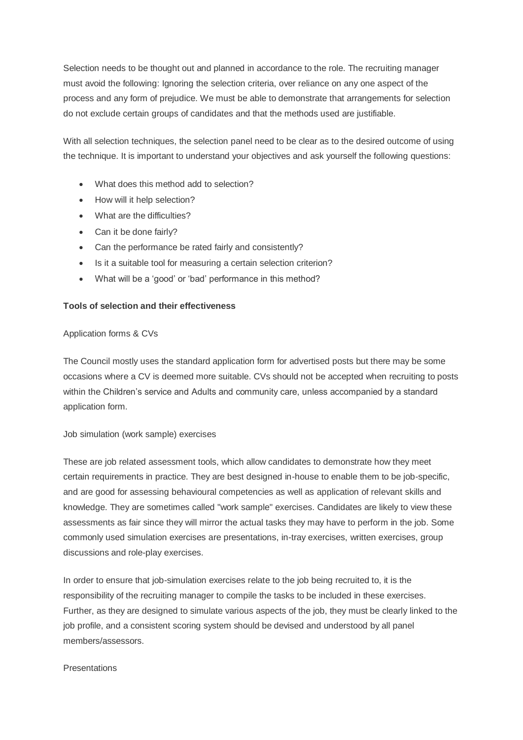Selection needs to be thought out and planned in accordance to the role. The recruiting manager must avoid the following: Ignoring the selection criteria, over reliance on any one aspect of the process and any form of prejudice. We must be able to demonstrate that arrangements for selection do not exclude certain groups of candidates and that the methods used are justifiable.

With all selection techniques, the selection panel need to be clear as to the desired outcome of using the technique. It is important to understand your objectives and ask yourself the following questions:

- What does this method add to selection?
- How will it help selection?
- What are the difficulties?
- Can it be done fairly?
- Can the performance be rated fairly and consistently?
- Is it a suitable tool for measuring a certain selection criterion?
- What will be a 'good' or 'bad' performance in this method?

**Tools of selection and their effectiveness**

Application forms & CVs

The Council mostly uses the standard application form for advertised posts but there may be some occasions where a CV is deemed more suitable. CVs should not be accepted when recruiting to posts within the Children's service and Adults and community care, unless accompanied by a standard application form.

Job simulation (work sample) exercises

These are job related assessment tools, which allow candidates to demonstrate how they meet certain requirements in practice. They are best designed in-house to enable them to be job-specific, and are good for assessing behavioural competencies as well as application of relevant skills and knowledge. They are sometimes called "work sample" exercises. Candidates are likely to view these assessments as fair since they will mirror the actual tasks they may have to perform in the job. Some commonly used simulation exercises are presentations, in-tray exercises, written exercises, group discussions and role-play exercises.

In order to ensure that job-simulation exercises relate to the job being recruited to, it is the responsibility of the recruiting manager to compile the tasks to be included in these exercises. Further, as they are designed to simulate various aspects of the job, they must be clearly linked to the job profile, and a consistent scoring system should be devised and understood by all panel members/assessors.

Presentations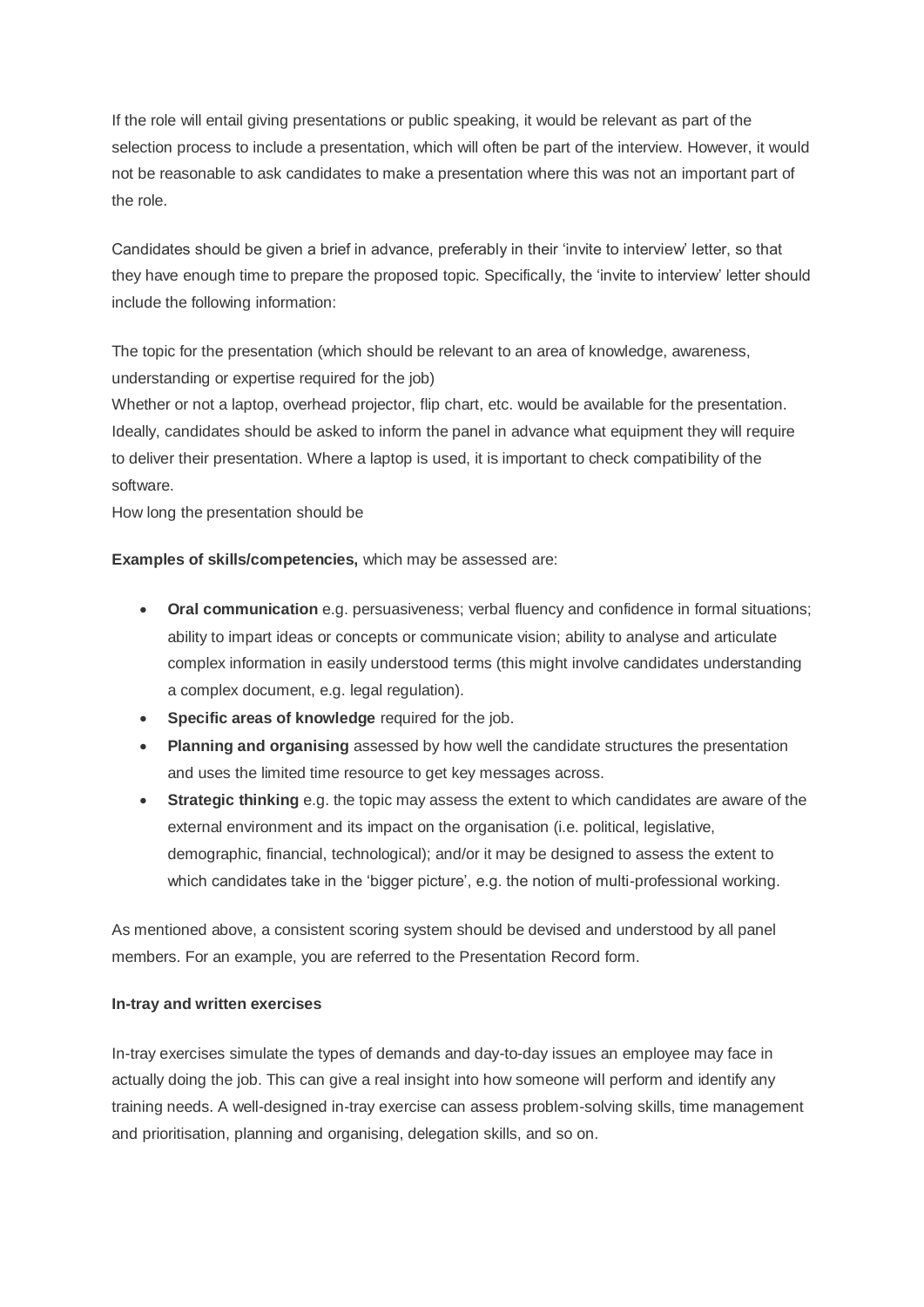If the role will entail giving presentations or public speaking, it would be relevant as part of the selection process to include a presentation, which will often be part of the interview. However, it would not be reasonable to ask candidates to make a presentation where this was not an important part of the role.

Candidates should be given a brief in advance, preferably in their 'invite to interview' letter, so that they have enough time to prepare the proposed topic. Specifically, the 'invite to interview' letter should include the following information:

The topic for the presentation (which should be relevant to an area of knowledge, awareness, understanding or expertise required for the job)
Whether or not a laptop, overhead projector, flip chart, etc. would be available for the presentation. Ideally, candidates should be asked to inform the panel in advance what equipment they will require to deliver their presentation. Where a laptop is used, it is important to check compatibility of the software.
How long the presentation should be

**Examples of skills/competencies,** which may be assessed are:

- **Oral communication** e.g. persuasiveness; verbal fluency and confidence in formal situations; ability to impart ideas or concepts or communicate vision; ability to analyse and articulate complex information in easily understood terms (this might involve candidates understanding a complex document, e.g. legal regulation).
- **Specific areas of knowledge** required for the job.
- **Planning and organising** assessed by how well the candidate structures the presentation and uses the limited time resource to get key messages across.
- **Strategic thinking** e.g. the topic may assess the extent to which candidates are aware of the external environment and its impact on the organisation (i.e. political, legislative, demographic, financial, technological); and/or it may be designed to assess the extent to which candidates take in the 'bigger picture', e.g. the notion of multi-professional working.

As mentioned above, a consistent scoring system should be devised and understood by all panel members. For an example, you are referred to the Presentation Record form.

**In-tray and written exercises**

In-tray exercises simulate the types of demands and day-to-day issues an employee may face in actually doing the job. This can give a real insight into how someone will perform and identify any training needs. A well-designed in-tray exercise can assess problem-solving skills, time management and prioritisation, planning and organising, delegation skills, and so on.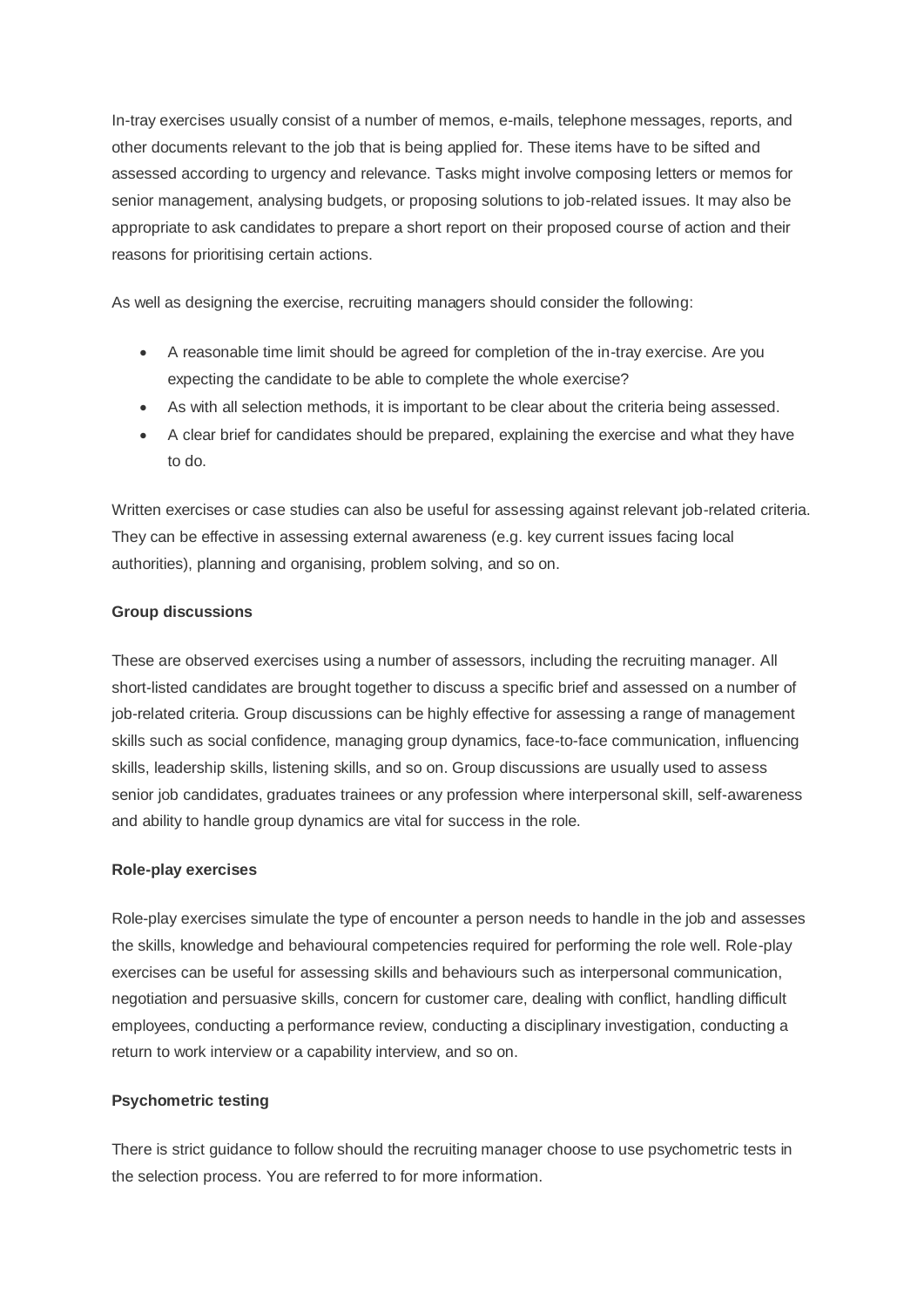In-tray exercises usually consist of a number of memos, e-mails, telephone messages, reports, and other documents relevant to the job that is being applied for. These items have to be sifted and assessed according to urgency and relevance. Tasks might involve composing letters or memos for senior management, analysing budgets, or proposing solutions to job-related issues. It may also be appropriate to ask candidates to prepare a short report on their proposed course of action and their reasons for prioritising certain actions.

As well as designing the exercise, recruiting managers should consider the following:

- A reasonable time limit should be agreed for completion of the in-tray exercise. Are you expecting the candidate to be able to complete the whole exercise?
- As with all selection methods, it is important to be clear about the criteria being assessed.
- A clear brief for candidates should be prepared, explaining the exercise and what they have to do.

Written exercises or case studies can also be useful for assessing against relevant job-related criteria. They can be effective in assessing external awareness (e.g. key current issues facing local authorities), planning and organising, problem solving, and so on.

**Group discussions**

These are observed exercises using a number of assessors, including the recruiting manager. All short-listed candidates are brought together to discuss a specific brief and assessed on a number of job-related criteria. Group discussions can be highly effective for assessing a range of management skills such as social confidence, managing group dynamics, face-to-face communication, influencing skills, leadership skills, listening skills, and so on. Group discussions are usually used to assess senior job candidates, graduates trainees or any profession where interpersonal skill, self-awareness and ability to handle group dynamics are vital for success in the role.

**Role-play exercises**

Role-play exercises simulate the type of encounter a person needs to handle in the job and assesses the skills, knowledge and behavioural competencies required for performing the role well. Role-play exercises can be useful for assessing skills and behaviours such as interpersonal communication, negotiation and persuasive skills, concern for customer care, dealing with conflict, handling difficult employees, conducting a performance review, conducting a disciplinary investigation, conducting a return to work interview or a capability interview, and so on.

**Psychometric testing**

There is strict guidance to follow should the recruiting manager choose to use psychometric tests in the selection process. You are referred to for more information.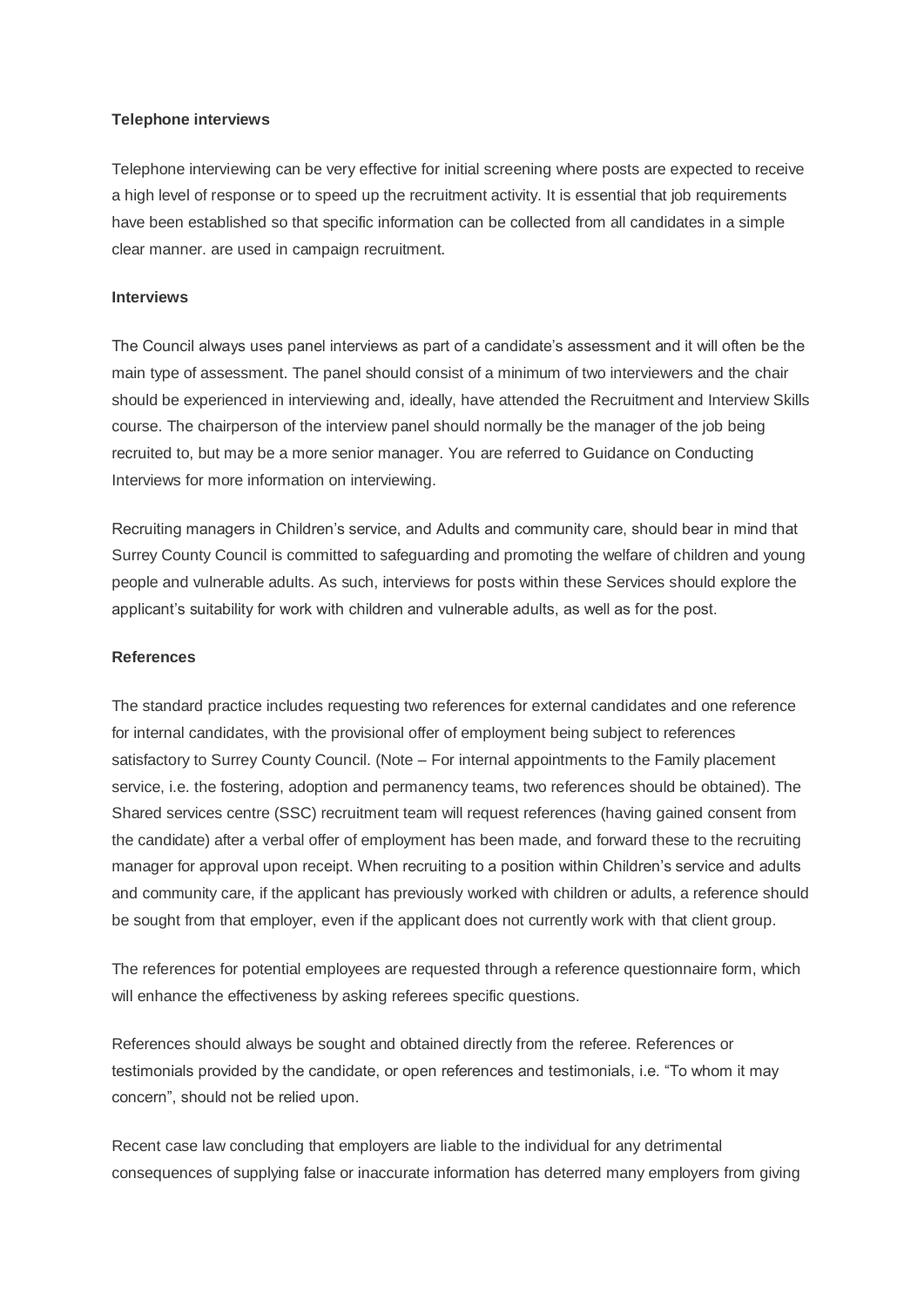**Telephone interviews**

Telephone interviewing can be very effective for initial screening where posts are expected to receive a high level of response or to speed up the recruitment activity. It is essential that job requirements have been established so that specific information can be collected from all candidates in a simple clear manner. are used in campaign recruitment.

**Interviews**

The Council always uses panel interviews as part of a candidate's assessment and it will often be the main type of assessment. The panel should consist of a minimum of two interviewers and the chair should be experienced in interviewing and, ideally, have attended the Recruitment and Interview Skills course. The chairperson of the interview panel should normally be the manager of the job being recruited to, but may be a more senior manager. You are referred to Guidance on Conducting Interviews for more information on interviewing.

Recruiting managers in Children's service, and Adults and community care, should bear in mind that Surrey County Council is committed to safeguarding and promoting the welfare of children and young people and vulnerable adults. As such, interviews for posts within these Services should explore the applicant's suitability for work with children and vulnerable adults, as well as for the post.

**References**

The standard practice includes requesting two references for external candidates and one reference for internal candidates, with the provisional offer of employment being subject to references satisfactory to Surrey County Council. (Note – For internal appointments to the Family placement service, i.e. the fostering, adoption and permanency teams, two references should be obtained). The Shared services centre (SSC) recruitment team will request references (having gained consent from the candidate) after a verbal offer of employment has been made, and forward these to the recruiting manager for approval upon receipt. When recruiting to a position within Children's service and adults and community care, if the applicant has previously worked with children or adults, a reference should be sought from that employer, even if the applicant does not currently work with that client group.

The references for potential employees are requested through a reference questionnaire form, which will enhance the effectiveness by asking referees specific questions.

References should always be sought and obtained directly from the referee. References or testimonials provided by the candidate, or open references and testimonials, i.e. "To whom it may concern", should not be relied upon.

Recent case law concluding that employers are liable to the individual for any detrimental consequences of supplying false or inaccurate information has deterred many employers from giving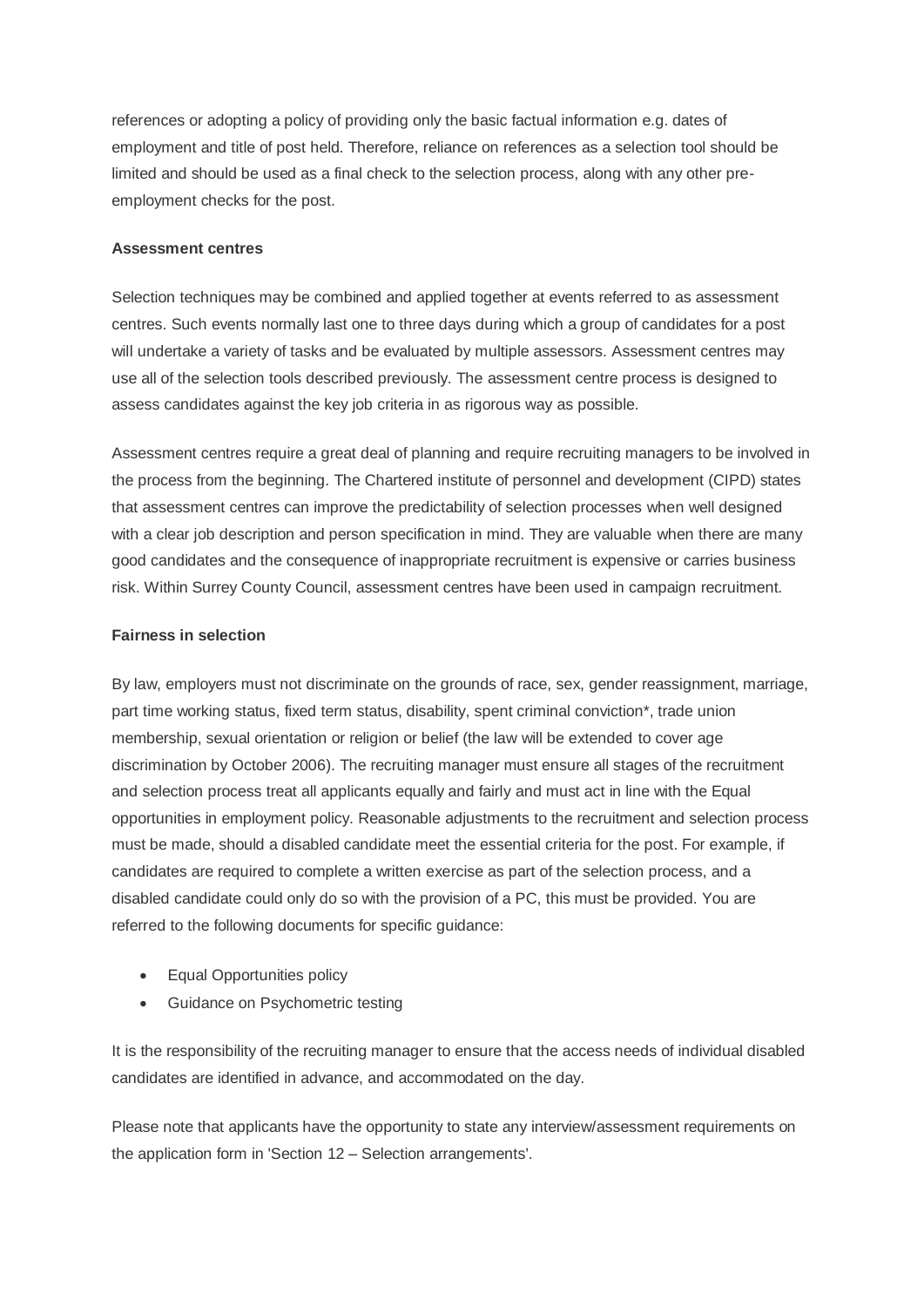references or adopting a policy of providing only the basic factual information e.g. dates of employment and title of post held. Therefore, reliance on references as a selection tool should be limited and should be used as a final check to the selection process, along with any other pre-employment checks for the post.

**Assessment centres**

Selection techniques may be combined and applied together at events referred to as assessment centres. Such events normally last one to three days during which a group of candidates for a post will undertake a variety of tasks and be evaluated by multiple assessors. Assessment centres may use all of the selection tools described previously. The assessment centre process is designed to assess candidates against the key job criteria in as rigorous way as possible.

Assessment centres require a great deal of planning and require recruiting managers to be involved in the process from the beginning. The Chartered institute of personnel and development (CIPD) states that assessment centres can improve the predictability of selection processes when well designed with a clear job description and person specification in mind. They are valuable when there are many good candidates and the consequence of inappropriate recruitment is expensive or carries business risk. Within Surrey County Council, assessment centres have been used in campaign recruitment.

**Fairness in selection**

By law, employers must not discriminate on the grounds of race, sex, gender reassignment, marriage, part time working status, fixed term status, disability, spent criminal conviction*, trade union membership, sexual orientation or religion or belief (the law will be extended to cover age discrimination by October 2006). The recruiting manager must ensure all stages of the recruitment and selection process treat all applicants equally and fairly and must act in line with the Equal opportunities in employment policy. Reasonable adjustments to the recruitment and selection process must be made, should a disabled candidate meet the essential criteria for the post. For example, if candidates are required to complete a written exercise as part of the selection process, and a disabled candidate could only do so with the provision of a PC, this must be provided. You are referred to the following documents for specific guidance:

- Equal Opportunities policy
- Guidance on Psychometric testing

It is the responsibility of the recruiting manager to ensure that the access needs of individual disabled candidates are identified in advance, and accommodated on the day.

Please note that applicants have the opportunity to state any interview/assessment requirements on the application form in 'Section 12 – Selection arrangements'.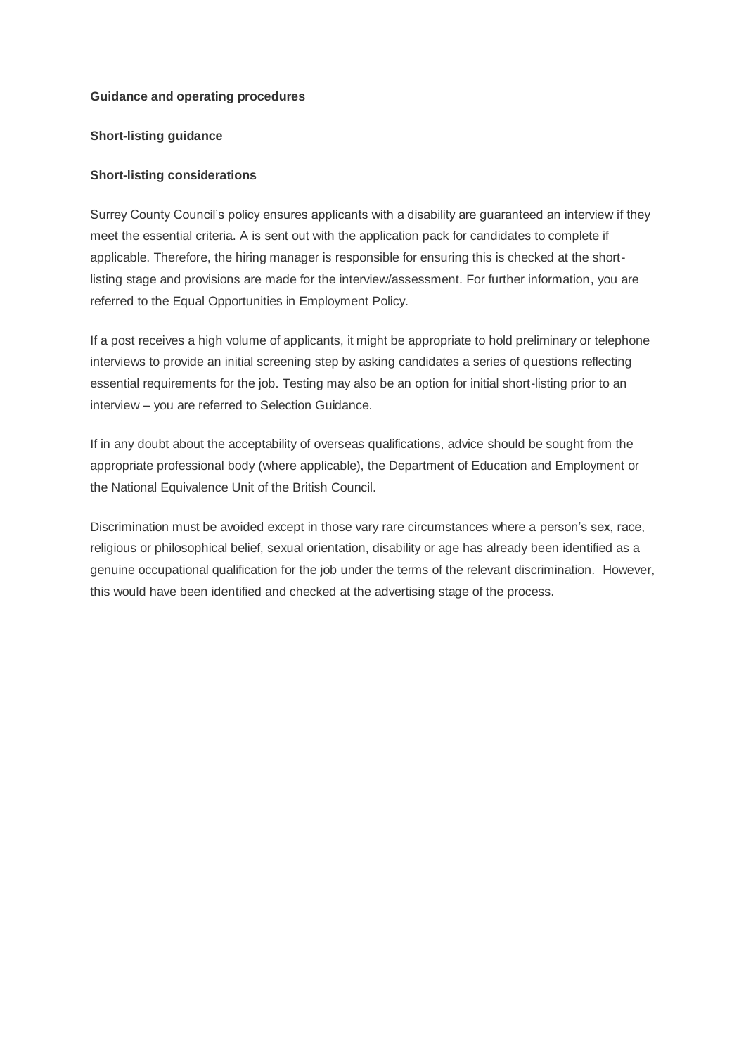**Guidance and operating procedures**

**Short-listing guidance**

**Short-listing considerations**

Surrey County Council's policy ensures applicants with a disability are guaranteed an interview if they meet the essential criteria. A is sent out with the application pack for candidates to complete if applicable. Therefore, the hiring manager is responsible for ensuring this is checked at the short-listing stage and provisions are made for the interview/assessment. For further information, you are referred to the Equal Opportunities in Employment Policy.

If a post receives a high volume of applicants, it might be appropriate to hold preliminary or telephone interviews to provide an initial screening step by asking candidates a series of questions reflecting essential requirements for the job. Testing may also be an option for initial short-listing prior to an interview – you are referred to Selection Guidance.

If in any doubt about the acceptability of overseas qualifications, advice should be sought from the appropriate professional body (where applicable), the Department of Education and Employment or the National Equivalence Unit of the British Council.

Discrimination must be avoided except in those vary rare circumstances where a person's sex, race, religious or philosophical belief, sexual orientation, disability or age has already been identified as a genuine occupational qualification for the job under the terms of the relevant discrimination. However, this would have been identified and checked at the advertising stage of the process.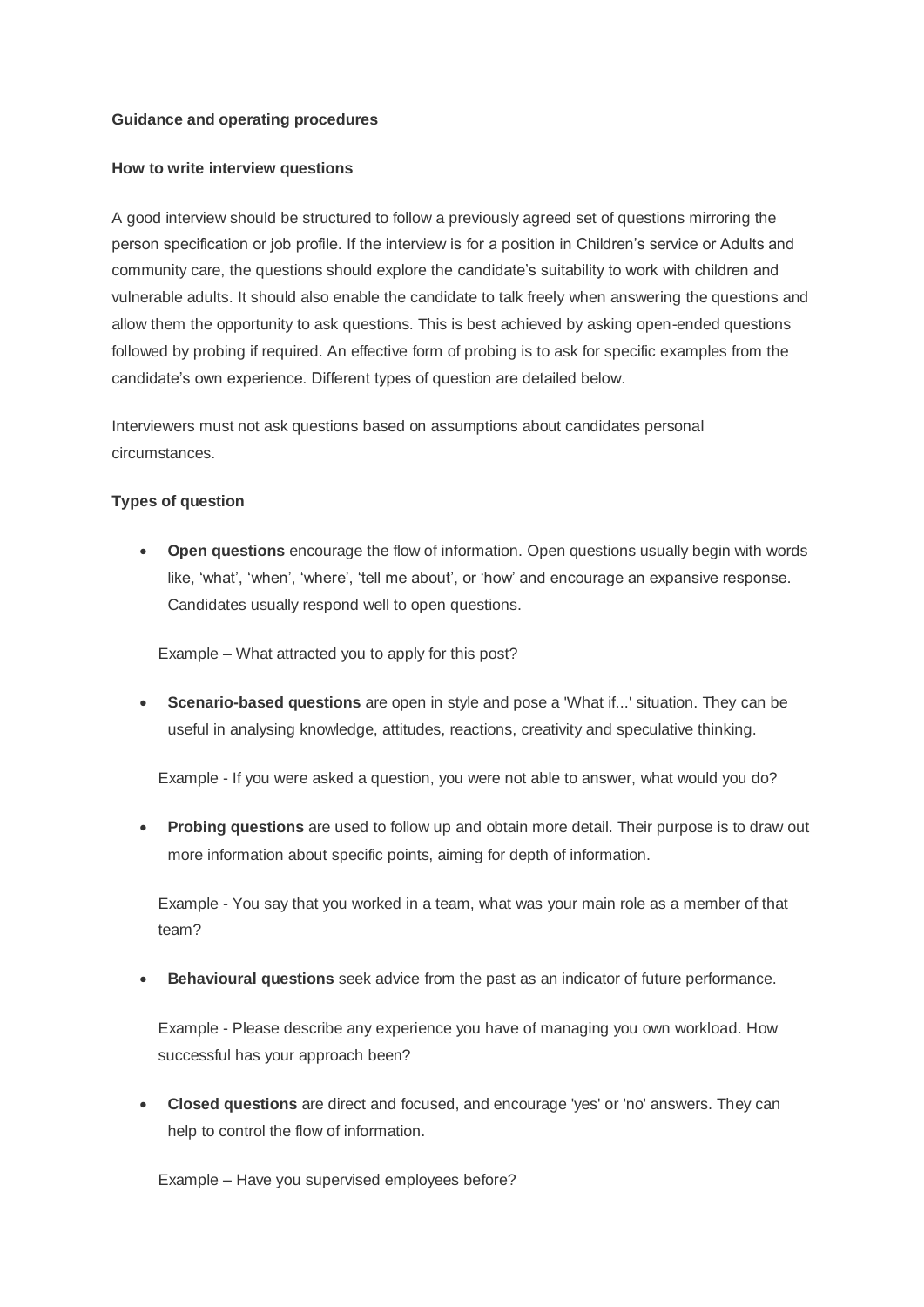**Guidance and operating procedures**

**How to write interview questions**

A good interview should be structured to follow a previously agreed set of questions mirroring the person specification or job profile. If the interview is for a position in Children's service or Adults and community care, the questions should explore the candidate's suitability to work with children and vulnerable adults. It should also enable the candidate to talk freely when answering the questions and allow them the opportunity to ask questions. This is best achieved by asking open-ended questions followed by probing if required. An effective form of probing is to ask for specific examples from the candidate's own experience. Different types of question are detailed below.

Interviewers must not ask questions based on assumptions about candidates personal circumstances.

**Types of question**

- **Open questions** encourage the flow of information. Open questions usually begin with words like, 'what', 'when', 'where', 'tell me about', or 'how' and encourage an expansive response. Candidates usually respond well to open questions.

  Example – What attracted you to apply for this post?

- **Scenario-based questions** are open in style and pose a 'What if...' situation. They can be useful in analysing knowledge, attitudes, reactions, creativity and speculative thinking.

  Example - If you were asked a question, you were not able to answer, what would you do?

- **Probing questions** are used to follow up and obtain more detail. Their purpose is to draw out more information about specific points, aiming for depth of information.

  Example - You say that you worked in a team, what was your main role as a member of that team?

- **Behavioural questions** seek advice from the past as an indicator of future performance.

  Example - Please describe any experience you have of managing you own workload. How successful has your approach been?

- **Closed questions** are direct and focused, and encourage 'yes' or 'no' answers. They can help to control the flow of information.

  Example – Have you supervised employees before?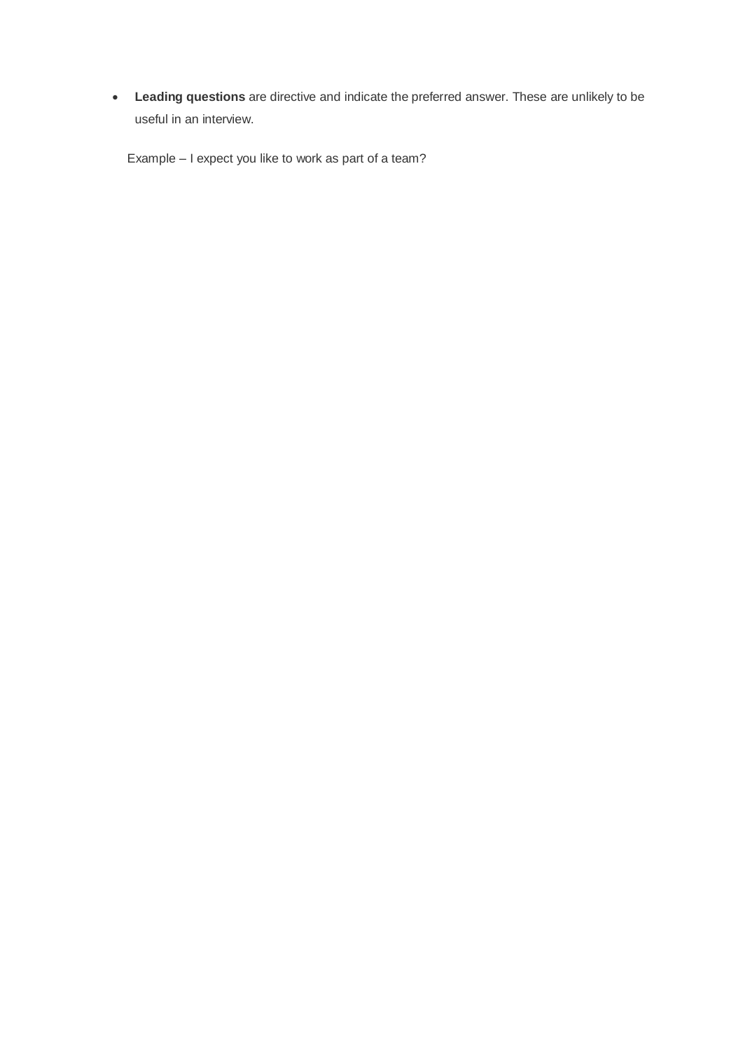- **Leading questions** are directive and indicate the preferred answer. These are unlikely to be useful in an interview.

  Example – I expect you like to work as part of a team?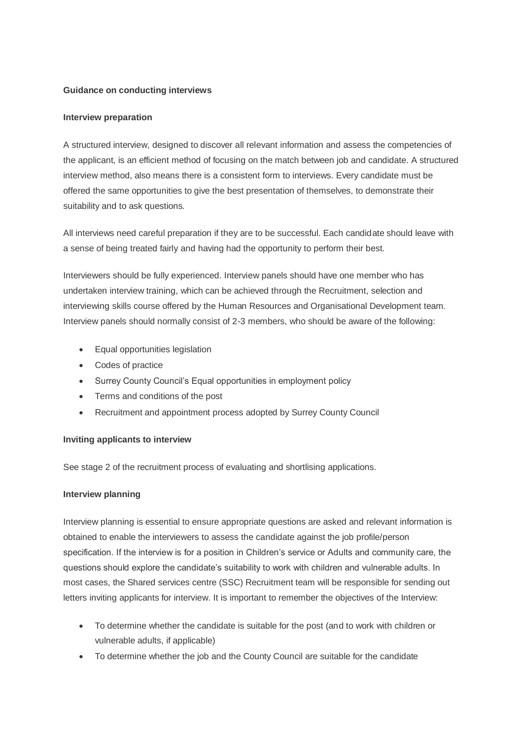**Guidance on conducting interviews**

**Interview preparation**

A structured interview, designed to discover all relevant information and assess the competencies of the applicant, is an efficient method of focusing on the match between job and candidate. A structured interview method, also means there is a consistent form to interviews. Every candidate must be offered the same opportunities to give the best presentation of themselves, to demonstrate their suitability and to ask questions.

All interviews need careful preparation if they are to be successful. Each candidate should leave with a sense of being treated fairly and having had the opportunity to perform their best.

Interviewers should be fully experienced. Interview panels should have one member who has undertaken interview training, which can be achieved through the Recruitment, selection and interviewing skills course offered by the Human Resources and Organisational Development team. Interview panels should normally consist of 2-3 members, who should be aware of the following:

- Equal opportunities legislation
- Codes of practice
- Surrey County Council's Equal opportunities in employment policy
- Terms and conditions of the post
- Recruitment and appointment process adopted by Surrey County Council

**Inviting applicants to interview**

See stage 2 of the recruitment process of evaluating and shortlising applications.

**Interview planning**

Interview planning is essential to ensure appropriate questions are asked and relevant information is obtained to enable the interviewers to assess the candidate against the job profile/person specification. If the interview is for a position in Children's service or Adults and community care, the questions should explore the candidate's suitability to work with children and vulnerable adults. In most cases, the Shared services centre (SSC) Recruitment team will be responsible for sending out letters inviting applicants for interview. It is important to remember the objectives of the Interview:

- To determine whether the candidate is suitable for the post (and to work with children or vulnerable adults, if applicable)
- To determine whether the job and the County Council are suitable for the candidate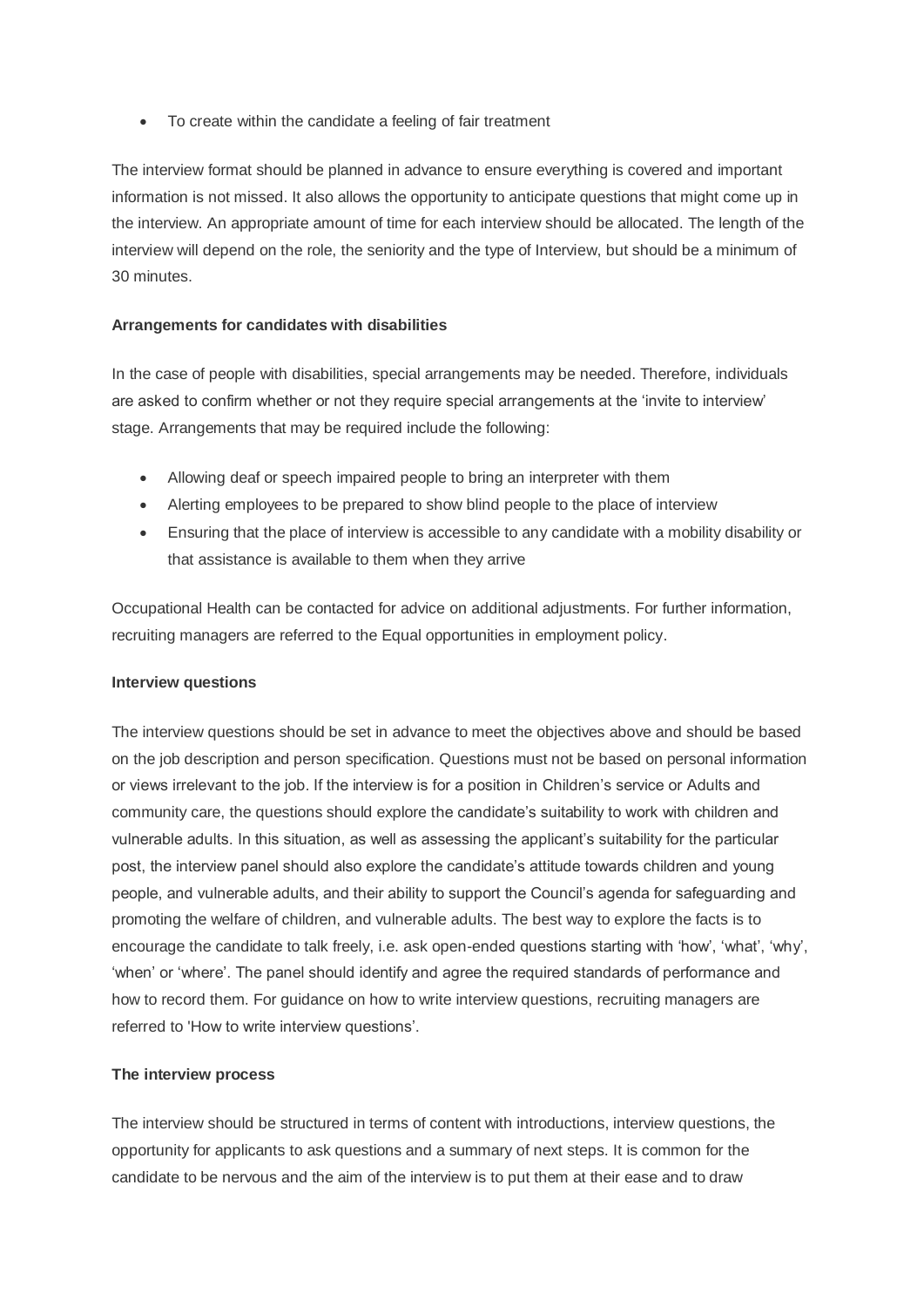- To create within the candidate a feeling of fair treatment

The interview format should be planned in advance to ensure everything is covered and important information is not missed. It also allows the opportunity to anticipate questions that might come up in the interview. An appropriate amount of time for each interview should be allocated. The length of the interview will depend on the role, the seniority and the type of Interview, but should be a minimum of 30 minutes.

**Arrangements for candidates with disabilities**

In the case of people with disabilities, special arrangements may be needed. Therefore, individuals are asked to confirm whether or not they require special arrangements at the 'invite to interview' stage. Arrangements that may be required include the following:

- Allowing deaf or speech impaired people to bring an interpreter with them
- Alerting employees to be prepared to show blind people to the place of interview
- Ensuring that the place of interview is accessible to any candidate with a mobility disability or that assistance is available to them when they arrive

Occupational Health can be contacted for advice on additional adjustments. For further information, recruiting managers are referred to the Equal opportunities in employment policy.

**Interview questions**

The interview questions should be set in advance to meet the objectives above and should be based on the job description and person specification. Questions must not be based on personal information or views irrelevant to the job. If the interview is for a position in Children's service or Adults and community care, the questions should explore the candidate's suitability to work with children and vulnerable adults. In this situation, as well as assessing the applicant's suitability for the particular post, the interview panel should also explore the candidate's attitude towards children and young people, and vulnerable adults, and their ability to support the Council's agenda for safeguarding and promoting the welfare of children, and vulnerable adults. The best way to explore the facts is to encourage the candidate to talk freely, i.e. ask open-ended questions starting with 'how', 'what', 'why', 'when' or 'where'. The panel should identify and agree the required standards of performance and how to record them. For guidance on how to write interview questions, recruiting managers are referred to 'How to write interview questions'.

**The interview process**

The interview should be structured in terms of content with introductions, interview questions, the opportunity for applicants to ask questions and a summary of next steps. It is common for the candidate to be nervous and the aim of the interview is to put them at their ease and to draw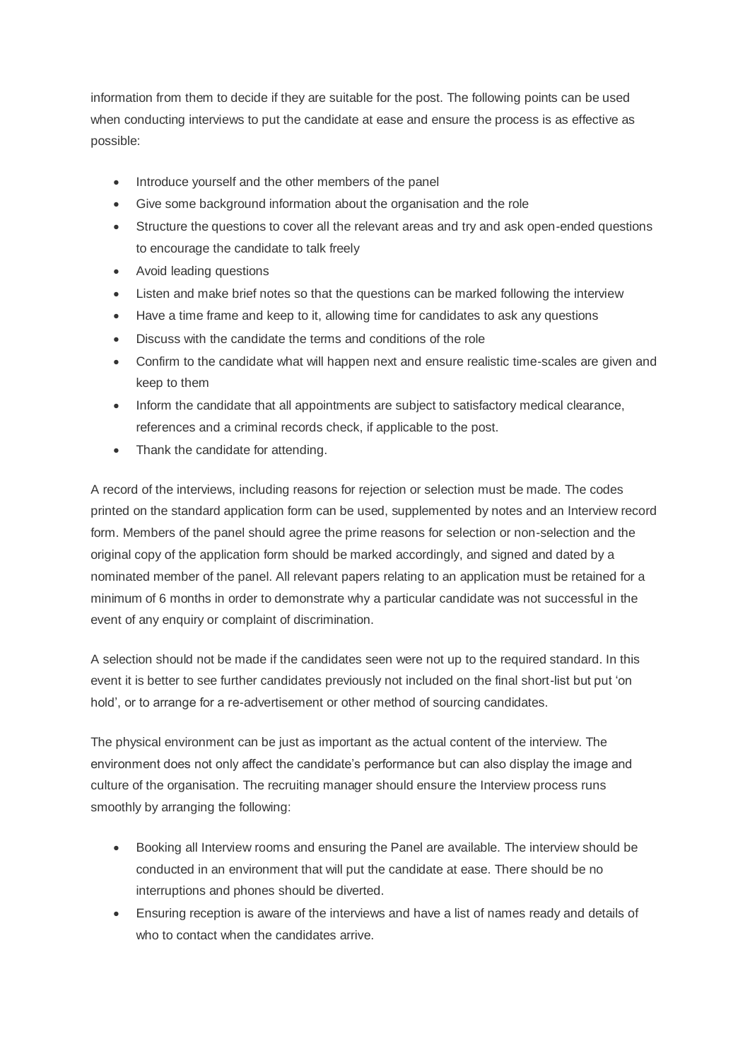information from them to decide if they are suitable for the post. The following points can be used when conducting interviews to put the candidate at ease and ensure the process is as effective as possible:

- Introduce yourself and the other members of the panel
- Give some background information about the organisation and the role
- Structure the questions to cover all the relevant areas and try and ask open-ended questions to encourage the candidate to talk freely
- Avoid leading questions
- Listen and make brief notes so that the questions can be marked following the interview
- Have a time frame and keep to it, allowing time for candidates to ask any questions
- Discuss with the candidate the terms and conditions of the role
- Confirm to the candidate what will happen next and ensure realistic time-scales are given and keep to them
- Inform the candidate that all appointments are subject to satisfactory medical clearance, references and a criminal records check, if applicable to the post.
- Thank the candidate for attending.

A record of the interviews, including reasons for rejection or selection must be made. The codes printed on the standard application form can be used, supplemented by notes and an Interview record form. Members of the panel should agree the prime reasons for selection or non-selection and the original copy of the application form should be marked accordingly, and signed and dated by a nominated member of the panel. All relevant papers relating to an application must be retained for a minimum of 6 months in order to demonstrate why a particular candidate was not successful in the event of any enquiry or complaint of discrimination.

A selection should not be made if the candidates seen were not up to the required standard. In this event it is better to see further candidates previously not included on the final short-list but put 'on hold', or to arrange for a re-advertisement or other method of sourcing candidates.

The physical environment can be just as important as the actual content of the interview. The environment does not only affect the candidate's performance but can also display the image and culture of the organisation. The recruiting manager should ensure the Interview process runs smoothly by arranging the following:

- Booking all Interview rooms and ensuring the Panel are available. The interview should be conducted in an environment that will put the candidate at ease. There should be no interruptions and phones should be diverted.
- Ensuring reception is aware of the interviews and have a list of names ready and details of who to contact when the candidates arrive.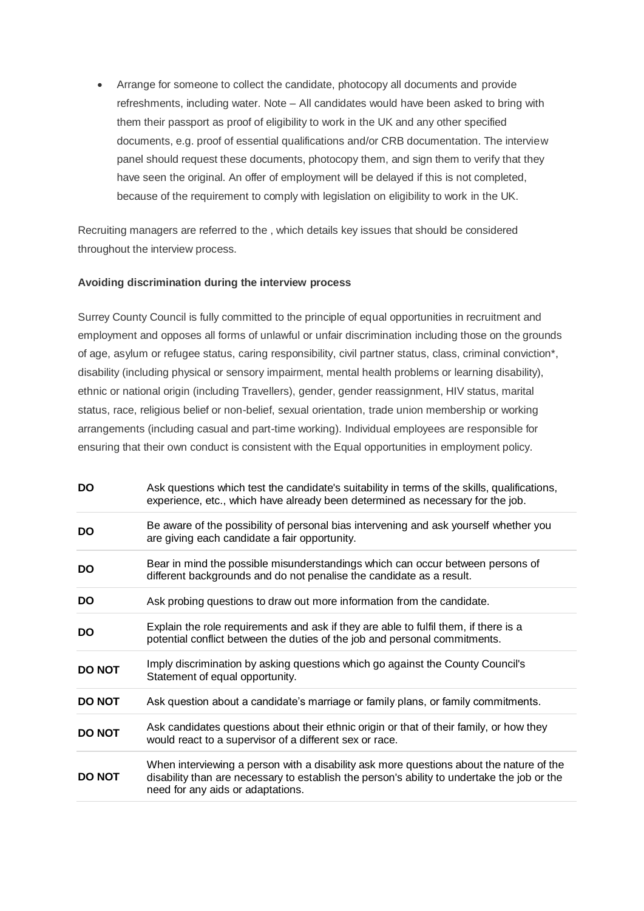- Arrange for someone to collect the candidate, photocopy all documents and provide refreshments, including water. Note – All candidates would have been asked to bring with them their passport as proof of eligibility to work in the UK and any other specified documents, e.g. proof of essential qualifications and/or CRB documentation. The interview panel should request these documents, photocopy them, and sign them to verify that they have seen the original. An offer of employment will be delayed if this is not completed, because of the requirement to comply with legislation on eligibility to work in the UK.

Recruiting managers are referred to the , which details key issues that should be considered throughout the interview process.

**Avoiding discrimination during the interview process**

Surrey County Council is fully committed to the principle of equal opportunities in recruitment and employment and opposes all forms of unlawful or unfair discrimination including those on the grounds of age, asylum or refugee status, caring responsibility, civil partner status, class, criminal conviction*, disability (including physical or sensory impairment, mental health problems or learning disability), ethnic or national origin (including Travellers), gender, gender reassignment, HIV status, marital status, race, religious belief or non-belief, sexual orientation, trade union membership or working arrangements (including casual and part-time working). Individual employees are responsible for ensuring that their own conduct is consistent with the Equal opportunities in employment policy.

| | |
|---|---|
| **DO** | Ask questions which test the candidate's suitability in terms of the skills, qualifications, experience, etc., which have already been determined as necessary for the job. |
| **DO** | Be aware of the possibility of personal bias intervening and ask yourself whether you are giving each candidate a fair opportunity. |
| **DO** | Bear in mind the possible misunderstandings which can occur between persons of different backgrounds and do not penalise the candidate as a result. |
| **DO** | Ask probing questions to draw out more information from the candidate. |
| **DO** | Explain the role requirements and ask if they are able to fulfil them, if there is a potential conflict between the duties of the job and personal commitments. |
| **DO NOT** | Imply discrimination by asking questions which go against the County Council's Statement of equal opportunity. |
| **DO NOT** | Ask question about a candidate's marriage or family plans, or family commitments. |
| **DO NOT** | Ask candidates questions about their ethnic origin or that of their family, or how they would react to a supervisor of a different sex or race. |
| **DO NOT** | When interviewing a person with a disability ask more questions about the nature of the disability than are necessary to establish the person's ability to undertake the job or the need for any aids or adaptations. |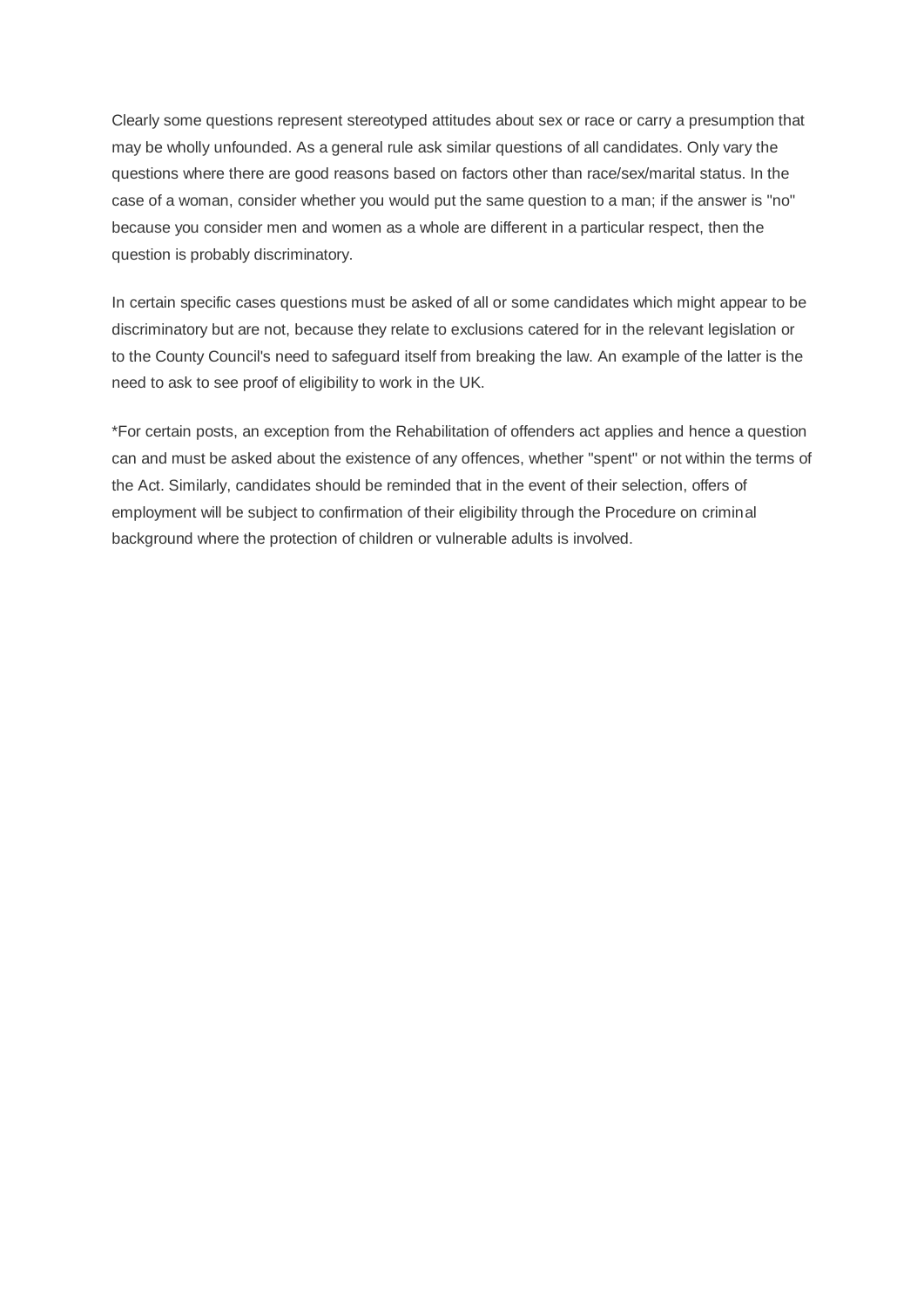Clearly some questions represent stereotyped attitudes about sex or race or carry a presumption that may be wholly unfounded. As a general rule ask similar questions of all candidates. Only vary the questions where there are good reasons based on factors other than race/sex/marital status. In the case of a woman, consider whether you would put the same question to a man; if the answer is "no" because you consider men and women as a whole are different in a particular respect, then the question is probably discriminatory.

In certain specific cases questions must be asked of all or some candidates which might appear to be discriminatory but are not, because they relate to exclusions catered for in the relevant legislation or to the County Council's need to safeguard itself from breaking the law. An example of the latter is the need to ask to see proof of eligibility to work in the UK.

*For certain posts, an exception from the Rehabilitation of offenders act applies and hence a question can and must be asked about the existence of any offences, whether "spent" or not within the terms of the Act. Similarly, candidates should be reminded that in the event of their selection, offers of employment will be subject to confirmation of their eligibility through the Procedure on criminal background where the protection of children or vulnerable adults is involved.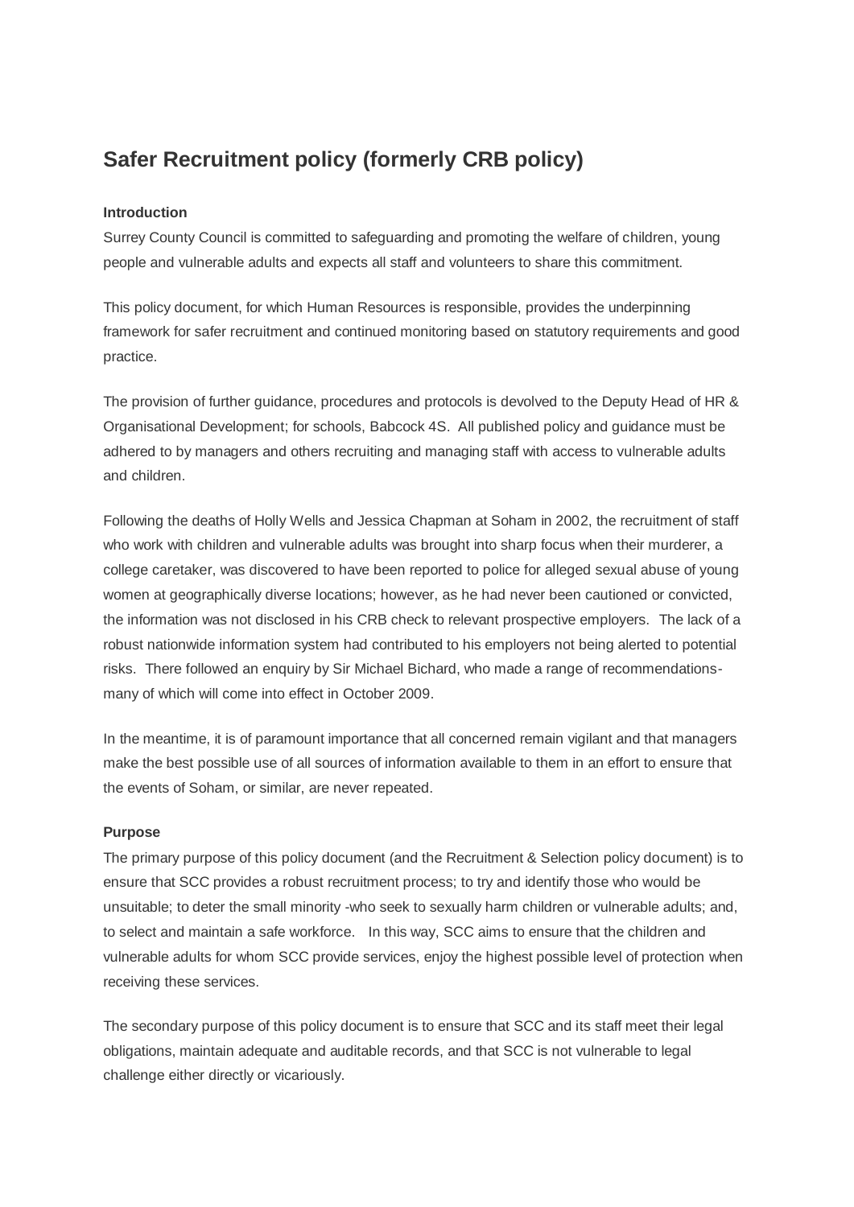# Safer Recruitment policy (formerly CRB policy)

**Introduction**

Surrey County Council is committed to safeguarding and promoting the welfare of children, young people and vulnerable adults and expects all staff and volunteers to share this commitment.

This policy document, for which Human Resources is responsible, provides the underpinning framework for safer recruitment and continued monitoring based on statutory requirements and good practice.

The provision of further guidance, procedures and protocols is devolved to the Deputy Head of HR & Organisational Development; for schools, Babcock 4S. All published policy and guidance must be adhered to by managers and others recruiting and managing staff with access to vulnerable adults and children.

Following the deaths of Holly Wells and Jessica Chapman at Soham in 2002, the recruitment of staff who work with children and vulnerable adults was brought into sharp focus when their murderer, a college caretaker, was discovered to have been reported to police for alleged sexual abuse of young women at geographically diverse locations; however, as he had never been cautioned or convicted, the information was not disclosed in his CRB check to relevant prospective employers. The lack of a robust nationwide information system had contributed to his employers not being alerted to potential risks. There followed an enquiry by Sir Michael Bichard, who made a range of recommendations- many of which will come into effect in October 2009.

In the meantime, it is of paramount importance that all concerned remain vigilant and that managers make the best possible use of all sources of information available to them in an effort to ensure that the events of Soham, or similar, are never repeated.

**Purpose**

The primary purpose of this policy document (and the Recruitment & Selection policy document) is to ensure that SCC provides a robust recruitment process; to try and identify those who would be unsuitable; to deter the small minority -who seek to sexually harm children or vulnerable adults; and, to select and maintain a safe workforce. In this way, SCC aims to ensure that the children and vulnerable adults for whom SCC provide services, enjoy the highest possible level of protection when receiving these services.

The secondary purpose of this policy document is to ensure that SCC and its staff meet their legal obligations, maintain adequate and auditable records, and that SCC is not vulnerable to legal challenge either directly or vicariously.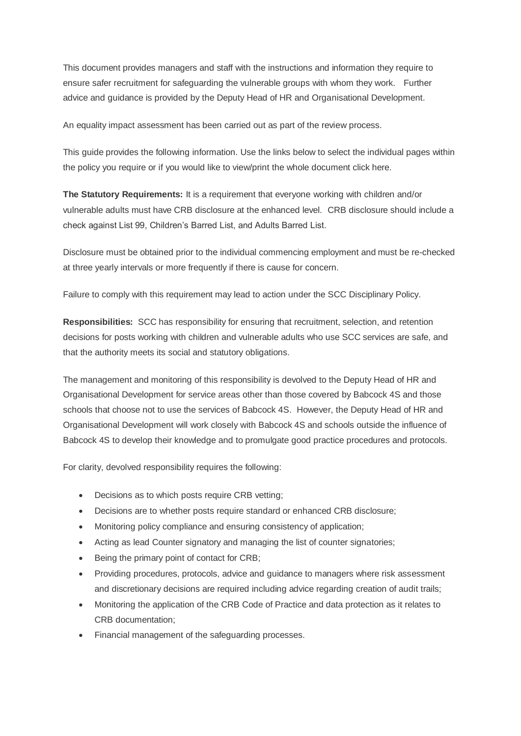This document provides managers and staff with the instructions and information they require to ensure safer recruitment for safeguarding the vulnerable groups with whom they work. Further advice and guidance is provided by the Deputy Head of HR and Organisational Development.

An equality impact assessment has been carried out as part of the review process.

This guide provides the following information. Use the links below to select the individual pages within the policy you require or if you would like to view/print the whole document click here.

**The Statutory Requirements:** It is a requirement that everyone working with children and/or vulnerable adults must have CRB disclosure at the enhanced level. CRB disclosure should include a check against List 99, Children's Barred List, and Adults Barred List.

Disclosure must be obtained prior to the individual commencing employment and must be re-checked at three yearly intervals or more frequently if there is cause for concern.

Failure to comply with this requirement may lead to action under the SCC Disciplinary Policy.

**Responsibilities:** SCC has responsibility for ensuring that recruitment, selection, and retention decisions for posts working with children and vulnerable adults who use SCC services are safe, and that the authority meets its social and statutory obligations.

The management and monitoring of this responsibility is devolved to the Deputy Head of HR and Organisational Development for service areas other than those covered by Babcock 4S and those schools that choose not to use the services of Babcock 4S. However, the Deputy Head of HR and Organisational Development will work closely with Babcock 4S and schools outside the influence of Babcock 4S to develop their knowledge and to promulgate good practice procedures and protocols.

For clarity, devolved responsibility requires the following:

- Decisions as to which posts require CRB vetting;
- Decisions are to whether posts require standard or enhanced CRB disclosure;
- Monitoring policy compliance and ensuring consistency of application;
- Acting as lead Counter signatory and managing the list of counter signatories;
- Being the primary point of contact for CRB;
- Providing procedures, protocols, advice and guidance to managers where risk assessment and discretionary decisions are required including advice regarding creation of audit trails;
- Monitoring the application of the CRB Code of Practice and data protection as it relates to CRB documentation;
- Financial management of the safeguarding processes.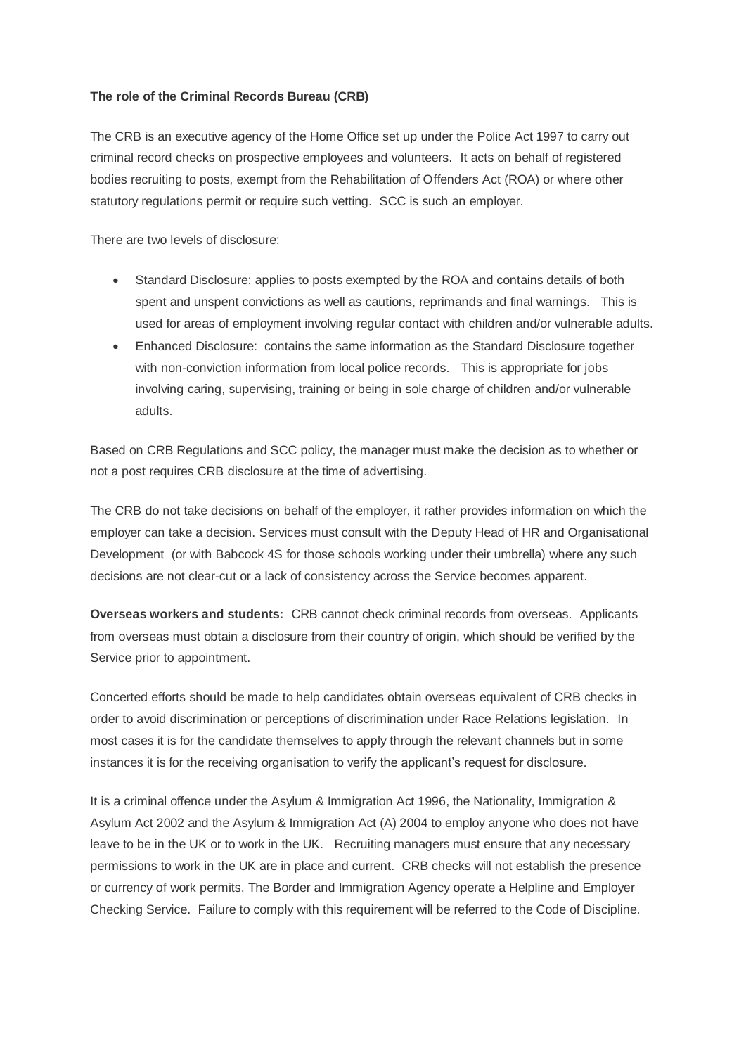**The role of the Criminal Records Bureau (CRB)**

The CRB is an executive agency of the Home Office set up under the Police Act 1997 to carry out criminal record checks on prospective employees and volunteers. It acts on behalf of registered bodies recruiting to posts, exempt from the Rehabilitation of Offenders Act (ROA) or where other statutory regulations permit or require such vetting. SCC is such an employer.

There are two levels of disclosure:

- Standard Disclosure: applies to posts exempted by the ROA and contains details of both spent and unspent convictions as well as cautions, reprimands and final warnings. This is used for areas of employment involving regular contact with children and/or vulnerable adults.
- Enhanced Disclosure: contains the same information as the Standard Disclosure together with non-conviction information from local police records. This is appropriate for jobs involving caring, supervising, training or being in sole charge of children and/or vulnerable adults.

Based on CRB Regulations and SCC policy, the manager must make the decision as to whether or not a post requires CRB disclosure at the time of advertising.

The CRB do not take decisions on behalf of the employer, it rather provides information on which the employer can take a decision. Services must consult with the Deputy Head of HR and Organisational Development (or with Babcock 4S for those schools working under their umbrella) where any such decisions are not clear-cut or a lack of consistency across the Service becomes apparent.

**Overseas workers and students:** CRB cannot check criminal records from overseas. Applicants from overseas must obtain a disclosure from their country of origin, which should be verified by the Service prior to appointment.

Concerted efforts should be made to help candidates obtain overseas equivalent of CRB checks in order to avoid discrimination or perceptions of discrimination under Race Relations legislation. In most cases it is for the candidate themselves to apply through the relevant channels but in some instances it is for the receiving organisation to verify the applicant's request for disclosure.

It is a criminal offence under the Asylum & Immigration Act 1996, the Nationality, Immigration & Asylum Act 2002 and the Asylum & Immigration Act (A) 2004 to employ anyone who does not have leave to be in the UK or to work in the UK. Recruiting managers must ensure that any necessary permissions to work in the UK are in place and current. CRB checks will not establish the presence or currency of work permits. The Border and Immigration Agency operate a Helpline and Employer Checking Service. Failure to comply with this requirement will be referred to the Code of Discipline.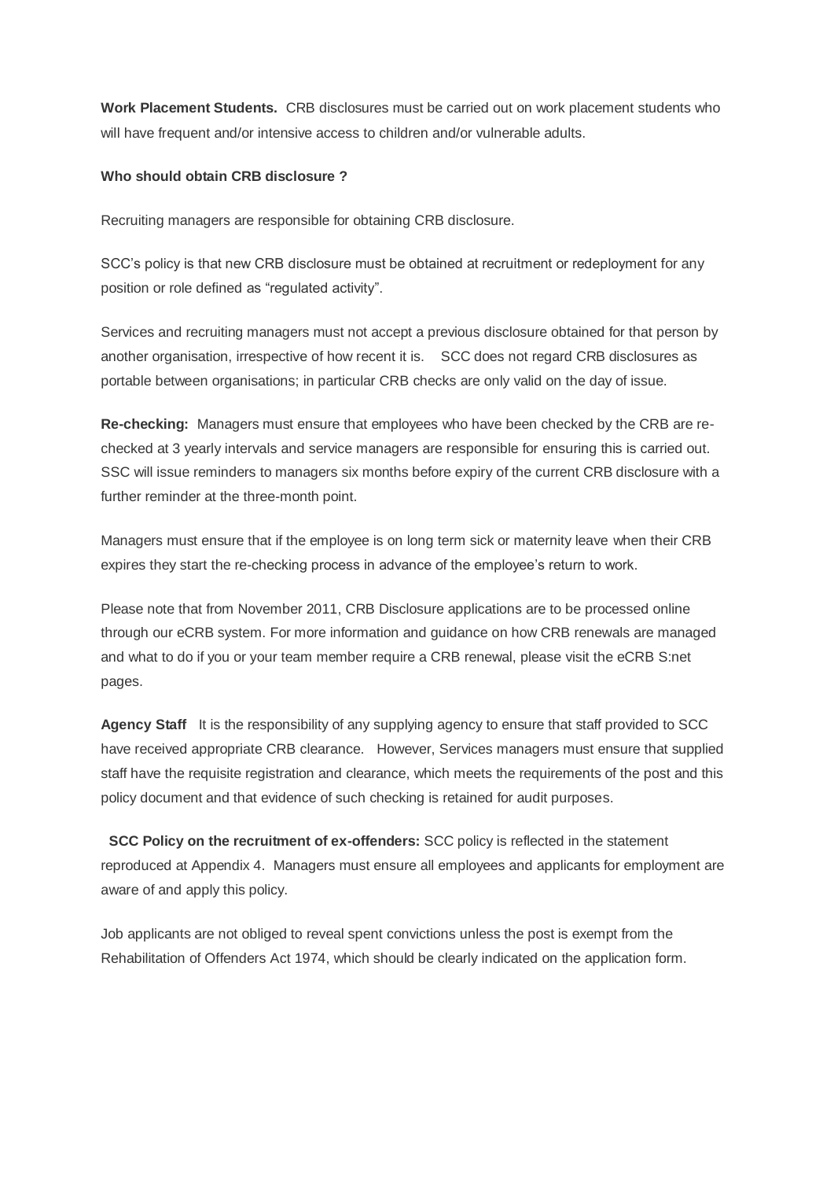**Work Placement Students.** CRB disclosures must be carried out on work placement students who will have frequent and/or intensive access to children and/or vulnerable adults.

**Who should obtain CRB disclosure ?**

Recruiting managers are responsible for obtaining CRB disclosure.

SCC's policy is that new CRB disclosure must be obtained at recruitment or redeployment for any position or role defined as "regulated activity".

Services and recruiting managers must not accept a previous disclosure obtained for that person by another organisation, irrespective of how recent it is. SCC does not regard CRB disclosures as portable between organisations; in particular CRB checks are only valid on the day of issue.

**Re-checking:** Managers must ensure that employees who have been checked by the CRB are re-checked at 3 yearly intervals and service managers are responsible for ensuring this is carried out. SSC will issue reminders to managers six months before expiry of the current CRB disclosure with a further reminder at the three-month point.

Managers must ensure that if the employee is on long term sick or maternity leave when their CRB expires they start the re-checking process in advance of the employee's return to work.

Please note that from November 2011, CRB Disclosure applications are to be processed online through our eCRB system. For more information and guidance on how CRB renewals are managed and what to do if you or your team member require a CRB renewal, please visit the eCRB S:net pages.

**Agency Staff** It is the responsibility of any supplying agency to ensure that staff provided to SCC have received appropriate CRB clearance. However, Services managers must ensure that supplied staff have the requisite registration and clearance, which meets the requirements of the post and this policy document and that evidence of such checking is retained for audit purposes.

**SCC Policy on the recruitment of ex-offenders:** SCC policy is reflected in the statement reproduced at Appendix 4. Managers must ensure all employees and applicants for employment are aware of and apply this policy.

Job applicants are not obliged to reveal spent convictions unless the post is exempt from the Rehabilitation of Offenders Act 1974, which should be clearly indicated on the application form.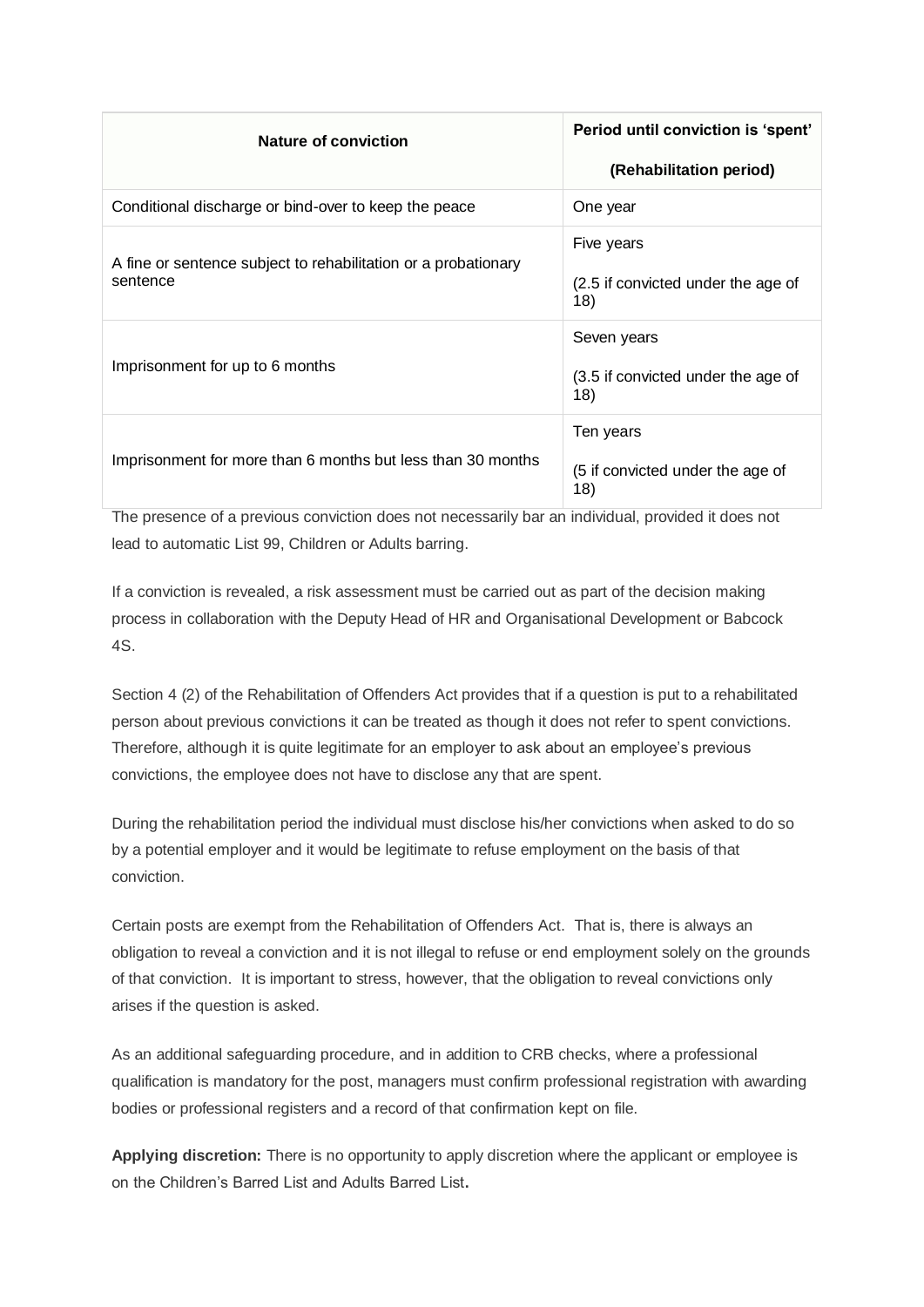| Nature of conviction | Period until conviction is 'spent' (Rehabilitation period) |
|---|---|
| Conditional discharge or bind-over to keep the peace | One year |
| A fine or sentence subject to rehabilitation or a probationary sentence | Five years<br><br>(2.5 if convicted under the age of 18) |
| Imprisonment for up to 6 months | Seven years<br><br>(3.5 if convicted under the age of 18) |
| Imprisonment for more than 6 months but less than 30 months | Ten years<br><br>(5 if convicted under the age of 18) |

The presence of a previous conviction does not necessarily bar an individual, provided it does not lead to automatic List 99, Children or Adults barring.

If a conviction is revealed, a risk assessment must be carried out as part of the decision making process in collaboration with the Deputy Head of HR and Organisational Development or Babcock 4S.

Section 4 (2) of the Rehabilitation of Offenders Act provides that if a question is put to a rehabilitated person about previous convictions it can be treated as though it does not refer to spent convictions. Therefore, although it is quite legitimate for an employer to ask about an employee's previous convictions, the employee does not have to disclose any that are spent.

During the rehabilitation period the individual must disclose his/her convictions when asked to do so by a potential employer and it would be legitimate to refuse employment on the basis of that conviction.

Certain posts are exempt from the Rehabilitation of Offenders Act. That is, there is always an obligation to reveal a conviction and it is not illegal to refuse or end employment solely on the grounds of that conviction. It is important to stress, however, that the obligation to reveal convictions only arises if the question is asked.

As an additional safeguarding procedure, and in addition to CRB checks, where a professional qualification is mandatory for the post, managers must confirm professional registration with awarding bodies or professional registers and a record of that confirmation kept on file.

**Applying discretion:** There is no opportunity to apply discretion where the applicant or employee is on the Children's Barred List and Adults Barred List**.**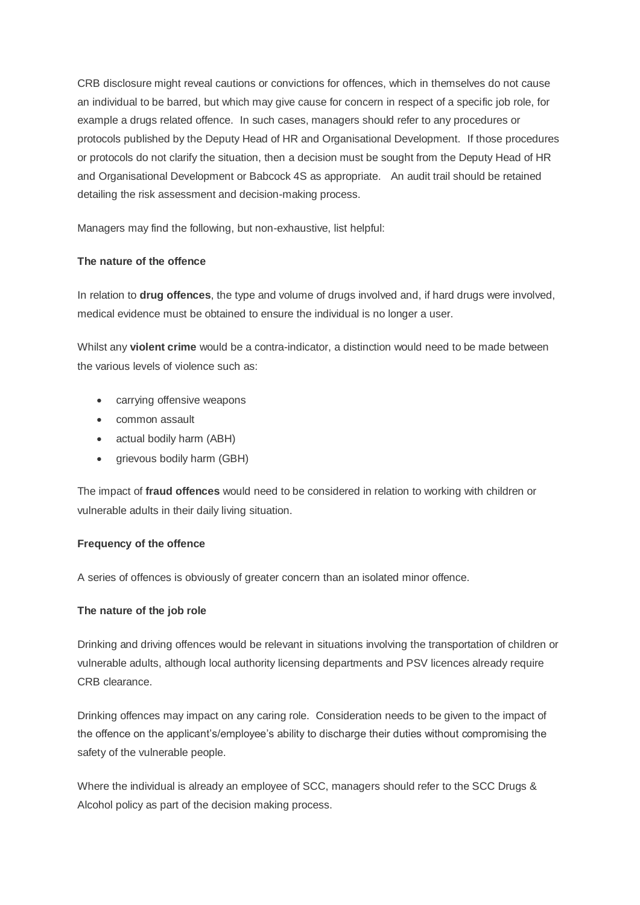CRB disclosure might reveal cautions or convictions for offences, which in themselves do not cause an individual to be barred, but which may give cause for concern in respect of a specific job role, for example a drugs related offence. In such cases, managers should refer to any procedures or protocols published by the Deputy Head of HR and Organisational Development. If those procedures or protocols do not clarify the situation, then a decision must be sought from the Deputy Head of HR and Organisational Development or Babcock 4S as appropriate. An audit trail should be retained detailing the risk assessment and decision-making process.

Managers may find the following, but non-exhaustive, list helpful:

**The nature of the offence**

In relation to **drug offences**, the type and volume of drugs involved and, if hard drugs were involved, medical evidence must be obtained to ensure the individual is no longer a user.

Whilst any **violent crime** would be a contra-indicator, a distinction would need to be made between the various levels of violence such as:

- carrying offensive weapons
- common assault
- actual bodily harm (ABH)
- grievous bodily harm (GBH)

The impact of **fraud offences** would need to be considered in relation to working with children or vulnerable adults in their daily living situation.

**Frequency of the offence**

A series of offences is obviously of greater concern than an isolated minor offence.

**The nature of the job role**

Drinking and driving offences would be relevant in situations involving the transportation of children or vulnerable adults, although local authority licensing departments and PSV licences already require CRB clearance.

Drinking offences may impact on any caring role. Consideration needs to be given to the impact of the offence on the applicant's/employee's ability to discharge their duties without compromising the safety of the vulnerable people.

Where the individual is already an employee of SCC, managers should refer to the SCC Drugs & Alcohol policy as part of the decision making process.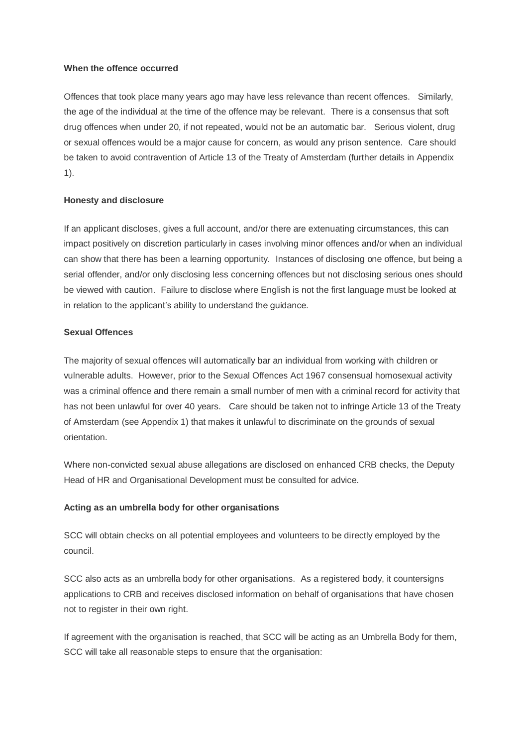**When the offence occurred**

Offences that took place many years ago may have less relevance than recent offences. Similarly, the age of the individual at the time of the offence may be relevant. There is a consensus that soft drug offences when under 20, if not repeated, would not be an automatic bar. Serious violent, drug or sexual offences would be a major cause for concern, as would any prison sentence. Care should be taken to avoid contravention of Article 13 of the Treaty of Amsterdam (further details in Appendix 1).

**Honesty and disclosure**

If an applicant discloses, gives a full account, and/or there are extenuating circumstances, this can impact positively on discretion particularly in cases involving minor offences and/or when an individual can show that there has been a learning opportunity. Instances of disclosing one offence, but being a serial offender, and/or only disclosing less concerning offences but not disclosing serious ones should be viewed with caution. Failure to disclose where English is not the first language must be looked at in relation to the applicant's ability to understand the guidance.

**Sexual Offences**

The majority of sexual offences will automatically bar an individual from working with children or vulnerable adults. However, prior to the Sexual Offences Act 1967 consensual homosexual activity was a criminal offence and there remain a small number of men with a criminal record for activity that has not been unlawful for over 40 years. Care should be taken not to infringe Article 13 of the Treaty of Amsterdam (see Appendix 1) that makes it unlawful to discriminate on the grounds of sexual orientation.

Where non-convicted sexual abuse allegations are disclosed on enhanced CRB checks, the Deputy Head of HR and Organisational Development must be consulted for advice.

**Acting as an umbrella body for other organisations**

SCC will obtain checks on all potential employees and volunteers to be directly employed by the council.

SCC also acts as an umbrella body for other organisations. As a registered body, it countersigns applications to CRB and receives disclosed information on behalf of organisations that have chosen not to register in their own right.

If agreement with the organisation is reached, that SCC will be acting as an Umbrella Body for them, SCC will take all reasonable steps to ensure that the organisation: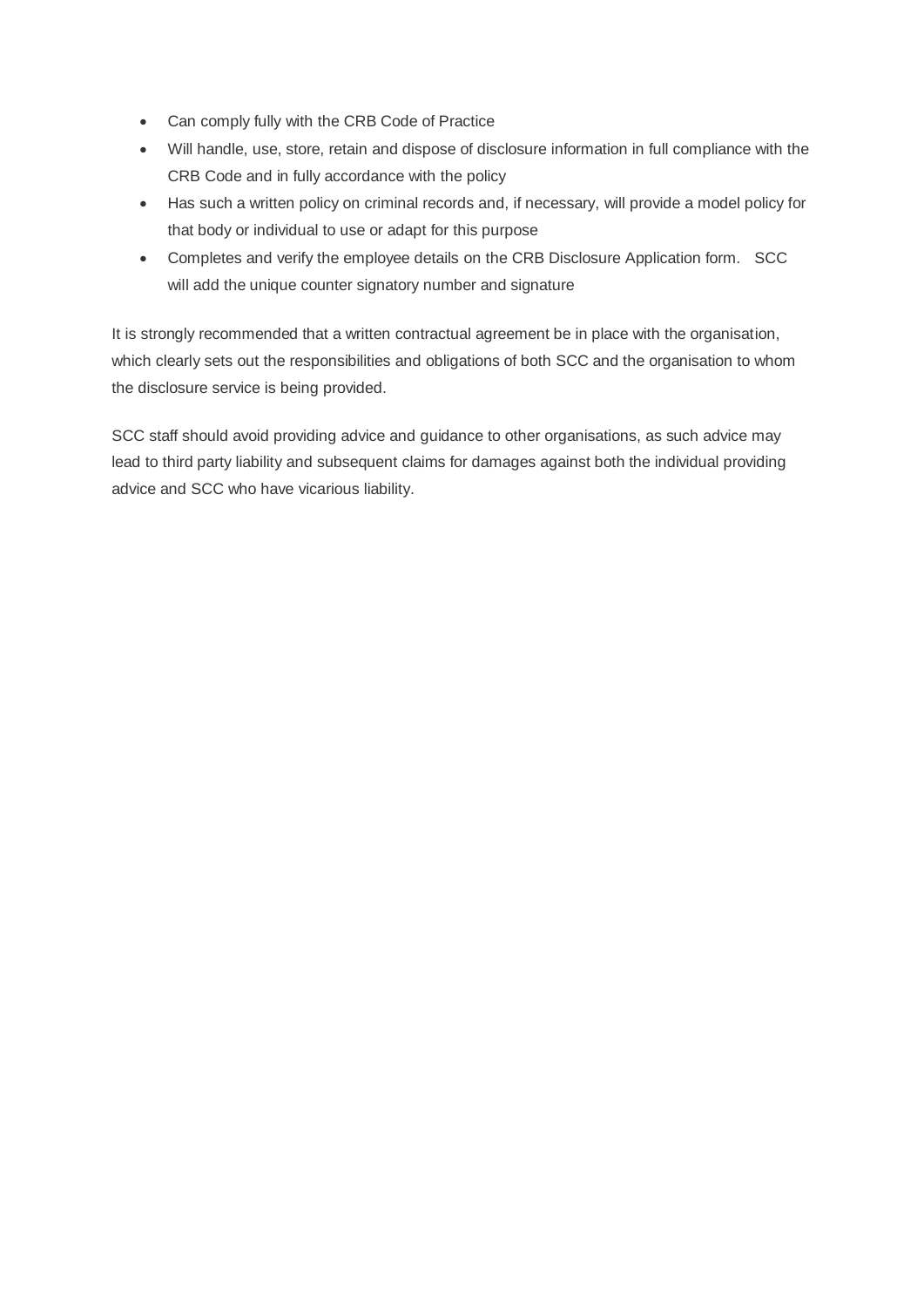- Can comply fully with the CRB Code of Practice
- Will handle, use, store, retain and dispose of disclosure information in full compliance with the CRB Code and in fully accordance with the policy
- Has such a written policy on criminal records and, if necessary, will provide a model policy for that body or individual to use or adapt for this purpose
- Completes and verify the employee details on the CRB Disclosure Application form. SCC will add the unique counter signatory number and signature

It is strongly recommended that a written contractual agreement be in place with the organisation, which clearly sets out the responsibilities and obligations of both SCC and the organisation to whom the disclosure service is being provided.

SCC staff should avoid providing advice and guidance to other organisations, as such advice may lead to third party liability and subsequent claims for damages against both the individual providing advice and SCC who have vicarious liability.